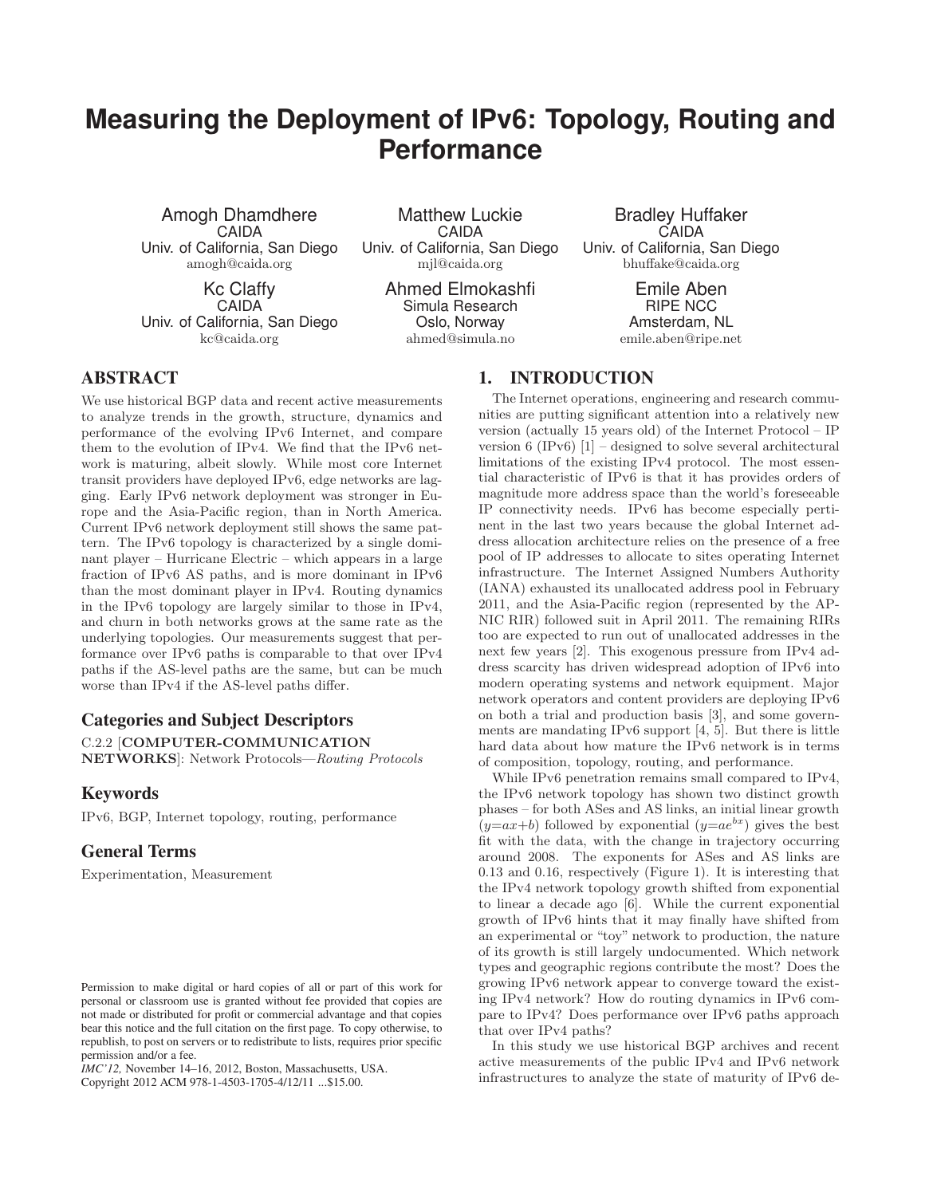# Measuring the Deployment of IPv6: Topology, Routing and Performance

Amogh Dhamdhere
CAIDA
Univ. of California, San Diego
amogh@caida.org

Matthew Luckie
CAIDA
Univ. of California, San Diego
mjl@caida.org

Bradley Huffaker
CAIDA
Univ. of California, San Diego
bhuffake@caida.org

Kc Claffy
CAIDA
Univ. of California, San Diego
kc@caida.org

Ahmed Elmokashfi
Simula Research
Oslo, Norway
ahmed@simula.no

Emile Aben
RIPE NCC
Amsterdam, NL
emile.aben@ripe.net

## ABSTRACT

We use historical BGP data and recent active measurements to analyze trends in the growth, structure, dynamics and performance of the evolving IPv6 Internet, and compare them to the evolution of IPv4. We find that the IPv6 network is maturing, albeit slowly. While most core Internet transit providers have deployed IPv6, edge networks are lagging. Early IPv6 network deployment was stronger in Europe and the Asia-Pacific region, than in North America. Current IPv6 network deployment still shows the same pattern. The IPv6 topology is characterized by a single dominant player – Hurricane Electric – which appears in a large fraction of IPv6 AS paths, and is more dominant in IPv6 than the most dominant player in IPv4. Routing dynamics in the IPv6 topology are largely similar to those in IPv4, and churn in both networks grows at the same rate as the underlying topologies. Our measurements suggest that performance over IPv6 paths is comparable to that over IPv4 paths if the AS-level paths are the same, but can be much worse than IPv4 if the AS-level paths differ.

## Categories and Subject Descriptors

C.2.2 [**COMPUTER-COMMUNICATION NETWORKS**]: Network Protocols—*Routing Protocols*

## Keywords

IPv6, BGP, Internet topology, routing, performance

## General Terms

Experimentation, Measurement

Permission to make digital or hard copies of all or part of this work for personal or classroom use is granted without fee provided that copies are not made or distributed for profit or commercial advantage and that copies bear this notice and the full citation on the first page. To copy otherwise, to republish, to post on servers or to redistribute to lists, requires prior specific permission and/or a fee.
*IMC'12,* November 14–16, 2012, Boston, Massachusetts, USA.
Copyright 2012 ACM 978-1-4503-1705-4/12/11 ...$15.00.

## 1. INTRODUCTION

The Internet operations, engineering and research communities are putting significant attention into a relatively new version (actually 15 years old) of the Internet Protocol – IP version 6 (IPv6) [1] – designed to solve several architectural limitations of the existing IPv4 protocol. The most essential characteristic of IPv6 is that it has provides orders of magnitude more address space than the world's foreseeable IP connectivity needs. IPv6 has become especially pertinent in the last two years because the global Internet address allocation architecture relies on the presence of a free pool of IP addresses to allocate to sites operating Internet infrastructure. The Internet Assigned Numbers Authority (IANA) exhausted its unallocated address pool in February 2011, and the Asia-Pacific region (represented by the APNIC RIR) followed suit in April 2011. The remaining RIRs too are expected to run out of unallocated addresses in the next few years [2]. This exogenous pressure from IPv4 address scarcity has driven widespread adoption of IPv6 into modern operating systems and network equipment. Major network operators and content providers are deploying IPv6 on both a trial and production basis [3], and some governments are mandating IPv6 support [4, 5]. But there is little hard data about how mature the IPv6 network is in terms of composition, topology, routing, and performance.

While IPv6 penetration remains small compared to IPv4, the IPv6 network topology has shown two distinct growth phases – for both ASes and AS links, an initial linear growth ($y{=}ax{+}b$) followed by exponential ($y{=}ae^{bx}$) gives the best fit with the data, with the change in trajectory occurring around 2008. The exponents for ASes and AS links are 0.13 and 0.16, respectively (Figure 1). It is interesting that the IPv4 network topology growth shifted from exponential to linear a decade ago [6]. While the current exponential growth of IPv6 hints that it may finally have shifted from an experimental or "toy" network to production, the nature of its growth is still largely undocumented. Which network types and geographic regions contribute the most? Does the growing IPv6 network appear to converge toward the existing IPv4 network? How do routing dynamics in IPv6 compare to IPv4? Does performance over IPv6 paths approach that over IPv4 paths?

In this study we use historical BGP archives and recent active measurements of the public IPv4 and IPv6 network infrastructures to analyze the state of maturity of IPv6 de-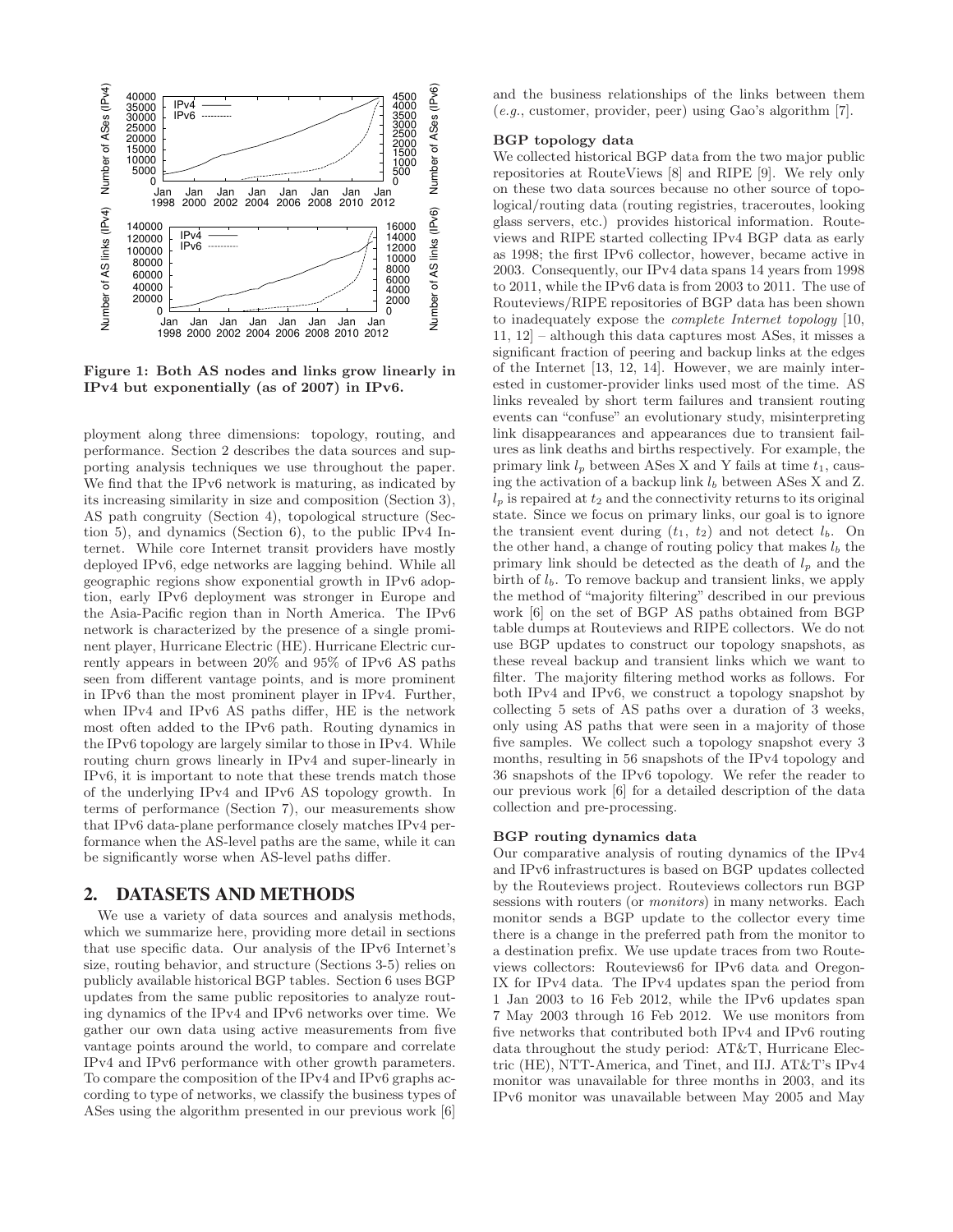Figure 1: Both AS nodes and links grow linearly in IPv4 but exponentially (as of 2007) in IPv6.

ployment along three dimensions: topology, routing, and performance. Section 2 describes the data sources and supporting analysis techniques we use throughout the paper. We find that the IPv6 network is maturing, as indicated by its increasing similarity in size and composition (Section 3), AS path congruity (Section 4), topological structure (Section 5), and dynamics (Section 6), to the public IPv4 Internet. While core Internet transit providers have mostly deployed IPv6, edge networks are lagging behind. While all geographic regions show exponential growth in IPv6 adoption, early IPv6 deployment was stronger in Europe and the Asia-Pacific region than in North America. The IPv6 network is characterized by the presence of a single prominent player, Hurricane Electric (HE). Hurricane Electric currently appears in between 20% and 95% of IPv6 AS paths seen from different vantage points, and is more prominent in IPv6 than the most prominent player in IPv4. Further, when IPv4 and IPv6 AS paths differ, HE is the network most often added to the IPv6 path. Routing dynamics in the IPv6 topology are largely similar to those in IPv4. While routing churn grows linearly in IPv4 and super-linearly in IPv6, it is important to note that these trends match those of the underlying IPv4 and IPv6 AS topology growth. In terms of performance (Section 7), our measurements show that IPv6 data-plane performance closely matches IPv4 performance when the AS-level paths are the same, while it can be significantly worse when AS-level paths differ.

## 2. DATASETS AND METHODS

We use a variety of data sources and analysis methods, which we summarize here, providing more detail in sections that use specific data. Our analysis of the IPv6 Internet's size, routing behavior, and structure (Sections 3-5) relies on publicly available historical BGP tables. Section 6 uses BGP updates from the same public repositories to analyze routing dynamics of the IPv4 and IPv6 networks over time. We gather our own data using active measurements from five vantage points around the world, to compare and correlate IPv4 and IPv6 performance with other growth parameters. To compare the composition of the IPv4 and IPv6 graphs according to type of networks, we classify the business types of ASes using the algorithm presented in our previous work [6] and the business relationships of the links between them (*e.g.*, customer, provider, peer) using Gao's algorithm [7].

**BGP topology data**

We collected historical BGP data from the two major public repositories at RouteViews [8] and RIPE [9]. We rely only on these two data sources because no other source of topological/routing data (routing registries, traceroutes, looking glass servers, etc.) provides historical information. Routeviews and RIPE started collecting IPv4 BGP data as early as 1998; the first IPv6 collector, however, became active in 2003. Consequently, our IPv4 data spans 14 years from 1998 to 2011, while the IPv6 data is from 2003 to 2011. The use of Routeviews/RIPE repositories of BGP data has been shown to inadequately expose the *complete Internet topology* [10, 11, 12] – although this data captures most ASes, it misses a significant fraction of peering and backup links at the edges of the Internet [13, 12, 14]. However, we are mainly interested in customer-provider links used most of the time. AS links revealed by short term failures and transient routing events can "confuse" an evolutionary study, misinterpreting link disappearances and appearances due to transient failures as link deaths and births respectively. For example, the primary link $l_p$ between ASes X and Y fails at time $t_1$, causing the activation of a backup link $l_b$ between ASes X and Z. $l_p$ is repaired at $t_2$ and the connectivity returns to its original state. Since we focus on primary links, our goal is to ignore the transient event during ($t_1$, $t_2$) and not detect $l_b$. On the other hand, a change of routing policy that makes $l_b$ the primary link should be detected as the death of $l_p$ and the birth of $l_b$. To remove backup and transient links, we apply the method of "majority filtering" described in our previous work [6] on the set of BGP AS paths obtained from BGP table dumps at Routeviews and RIPE collectors. We do not use BGP updates to construct our topology snapshots, as these reveal backup and transient links which we want to filter. The majority filtering method works as follows. For both IPv4 and IPv6, we construct a topology snapshot by collecting 5 sets of AS paths over a duration of 3 weeks, only using AS paths that were seen in a majority of those five samples. We collect such a topology snapshot every 3 months, resulting in 56 snapshots of the IPv4 topology and 36 snapshots of the IPv6 topology. We refer the reader to our previous work [6] for a detailed description of the data collection and pre-processing.

**BGP routing dynamics data**

Our comparative analysis of routing dynamics of the IPv4 and IPv6 infrastructures is based on BGP updates collected by the Routeviews project. Routeviews collectors run BGP sessions with routers (or *monitors*) in many networks. Each monitor sends a BGP update to the collector every time there is a change in the preferred path from the monitor to a destination prefix. We use update traces from two Routeviews collectors: Routeviews6 for IPv6 data and Oregon-IX for IPv4 data. The IPv4 updates span the period from 1 Jan 2003 to 16 Feb 2012, while the IPv6 updates span 7 May 2003 through 16 Feb 2012. We use monitors from five networks that contributed both IPv4 and IPv6 routing data throughout the study period: AT&T, Hurricane Electric (HE), NTT-America, and Tinet, and IIJ. AT&T's IPv4 monitor was unavailable for three months in 2003, and its IPv6 monitor was unavailable between May 2005 and May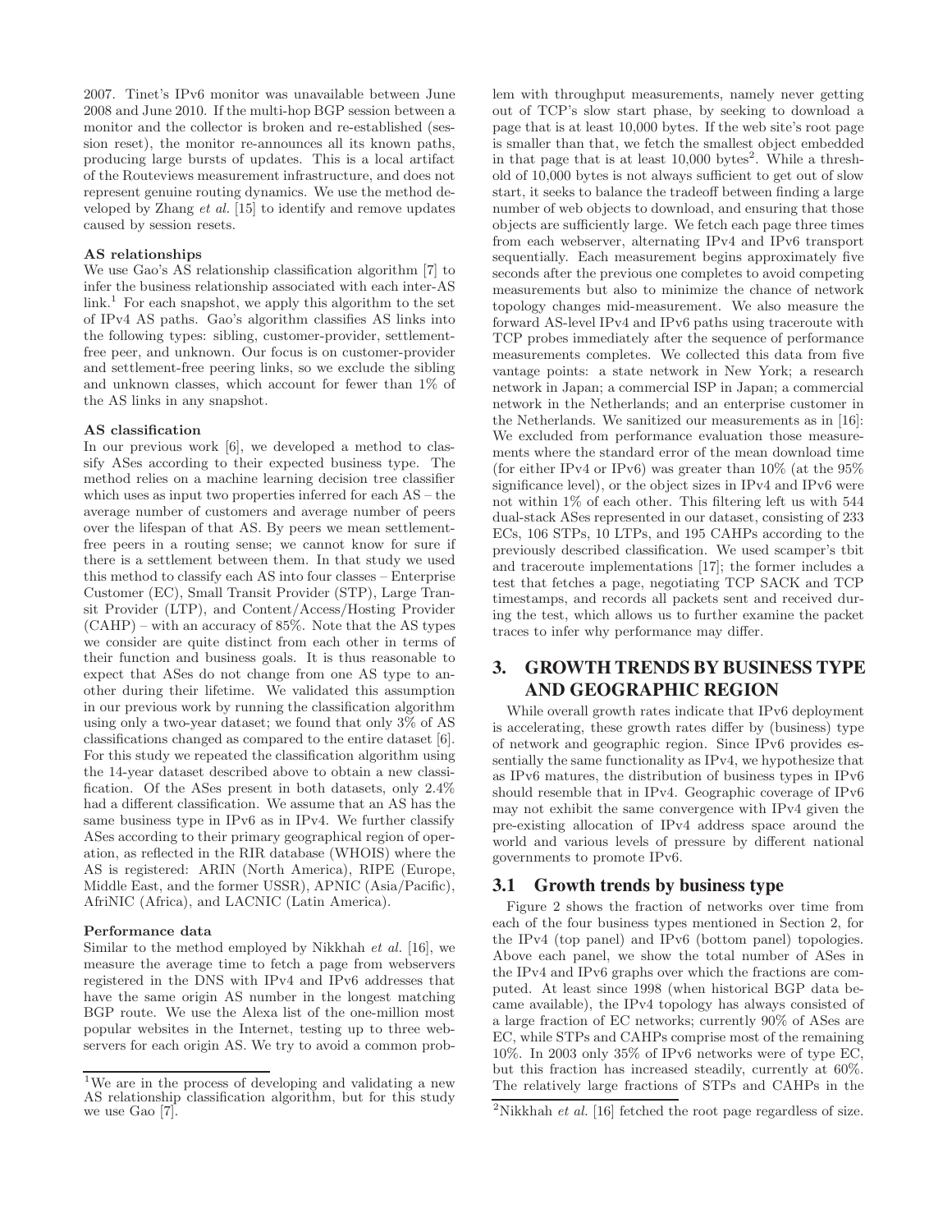2007. Tinet's IPv6 monitor was unavailable between June 2008 and June 2010. If the multi-hop BGP session between a monitor and the collector is broken and re-established (session reset), the monitor re-announces all its known paths, producing large bursts of updates. This is a local artifact of the Routeviews measurement infrastructure, and does not represent genuine routing dynamics. We use the method developed by Zhang *et al.* [15] to identify and remove updates caused by session resets.

**AS relationships**

We use Gao's AS relationship classification algorithm [7] to infer the business relationship associated with each inter-AS link.[1] For each snapshot, we apply this algorithm to the set of IPv4 AS paths. Gao's algorithm classifies AS links into the following types: sibling, customer-provider, settlement-free peer, and unknown. Our focus is on customer-provider and settlement-free peering links, so we exclude the sibling and unknown classes, which account for fewer than 1% of the AS links in any snapshot.

**AS classification**

In our previous work [6], we developed a method to classify ASes according to their expected business type. The method relies on a machine learning decision tree classifier which uses as input two properties inferred for each AS – the average number of customers and average number of peers over the lifespan of that AS. By peers we mean settlement-free peers in a routing sense; we cannot know for sure if there is a settlement between them. In that study we used this method to classify each AS into four classes – Enterprise Customer (EC), Small Transit Provider (STP), Large Transit Provider (LTP), and Content/Access/Hosting Provider (CAHP) – with an accuracy of 85%. Note that the AS types we consider are quite distinct from each other in terms of their function and business goals. It is thus reasonable to expect that ASes do not change from one AS type to another during their lifetime. We validated this assumption in our previous work by running the classification algorithm using only a two-year dataset; we found that only 3% of AS classifications changed as compared to the entire dataset [6]. For this study we repeated the classification algorithm using the 14-year dataset described above to obtain a new classification. Of the ASes present in both datasets, only 2.4% had a different classification. We assume that an AS has the same business type in IPv6 as in IPv4. We further classify ASes according to their primary geographical region of operation, as reflected in the RIR database (WHOIS) where the AS is registered: ARIN (North America), RIPE (Europe, Middle East, and the former USSR), APNIC (Asia/Pacific), AfriNIC (Africa), and LACNIC (Latin America).

**Performance data**

Similar to the method employed by Nikkhah *et al.* [16], we measure the average time to fetch a page from webservers registered in the DNS with IPv4 and IPv6 addresses that have the same origin AS number in the longest matching BGP route. We use the Alexa list of the one-million most popular websites in the Internet, testing up to three webservers for each origin AS. We try to avoid a common problem with throughput measurements, namely never getting out of TCP's slow start phase, by seeking to download a page that is at least 10,000 bytes. If the web site's root page is smaller than that, we fetch the smallest object embedded in that page that is at least 10,000 bytes[2]. While a threshold of 10,000 bytes is not always sufficient to get out of slow start, it seeks to balance the tradeoff between finding a large number of web objects to download, and ensuring that those objects are sufficiently large. We fetch each page three times from each webserver, alternating IPv4 and IPv6 transport sequentially. Each measurement begins approximately five seconds after the previous one completes to avoid competing measurements but also to minimize the chance of network topology changes mid-measurement. We also measure the forward AS-level IPv4 and IPv6 paths using traceroute with TCP probes immediately after the sequence of performance measurements completes. We collected this data from five vantage points: a state network in New York; a research network in Japan; a commercial ISP in Japan; a commercial network in the Netherlands; and an enterprise customer in the Netherlands. We sanitized our measurements as in [16]: We excluded from performance evaluation those measurements where the standard error of the mean download time (for either IPv4 or IPv6) was greater than 10% (at the 95% significance level), or the object sizes in IPv4 and IPv6 were not within 1% of each other. This filtering left us with 544 dual-stack ASes represented in our dataset, consisting of 233 ECs, 106 STPs, 10 LTPs, and 195 CAHPs according to the previously described classification. We used scamper's tbit and traceroute implementations [17]; the former includes a test that fetches a page, negotiating TCP SACK and TCP timestamps, and records all packets sent and received during the test, which allows us to further examine the packet traces to infer why performance may differ.

## 3. GROWTH TRENDS BY BUSINESS TYPE AND GEOGRAPHIC REGION

While overall growth rates indicate that IPv6 deployment is accelerating, these growth rates differ by (business) type of network and geographic region. Since IPv6 provides essentially the same functionality as IPv4, we hypothesize that as IPv6 matures, the distribution of business types in IPv6 should resemble that in IPv4. Geographic coverage of IPv6 may not exhibit the same convergence with IPv4 given the pre-existing allocation of IPv4 address space around the world and various levels of pressure by different national governments to promote IPv6.

### 3.1 Growth trends by business type

Figure 2 shows the fraction of networks over time from each of the four business types mentioned in Section 2, for the IPv4 (top panel) and IPv6 (bottom panel) topologies. Above each panel, we show the total number of ASes in the IPv4 and IPv6 graphs over which the fractions are computed. At least since 1998 (when historical BGP data became available), the IPv4 topology has always consisted of a large fraction of EC networks; currently 90% of ASes are EC, while STPs and CAHPs comprise most of the remaining 10%. In 2003 only 35% of IPv6 networks were of type EC, but this fraction has increased steadily, currently at 60%. The relatively large fractions of STPs and CAHPs in the

---

[1] We are in the process of developing and validating a new AS relationship classification algorithm, but for this study we use Gao [7].

[2] Nikkhah *et al.* [16] fetched the root page regardless of size.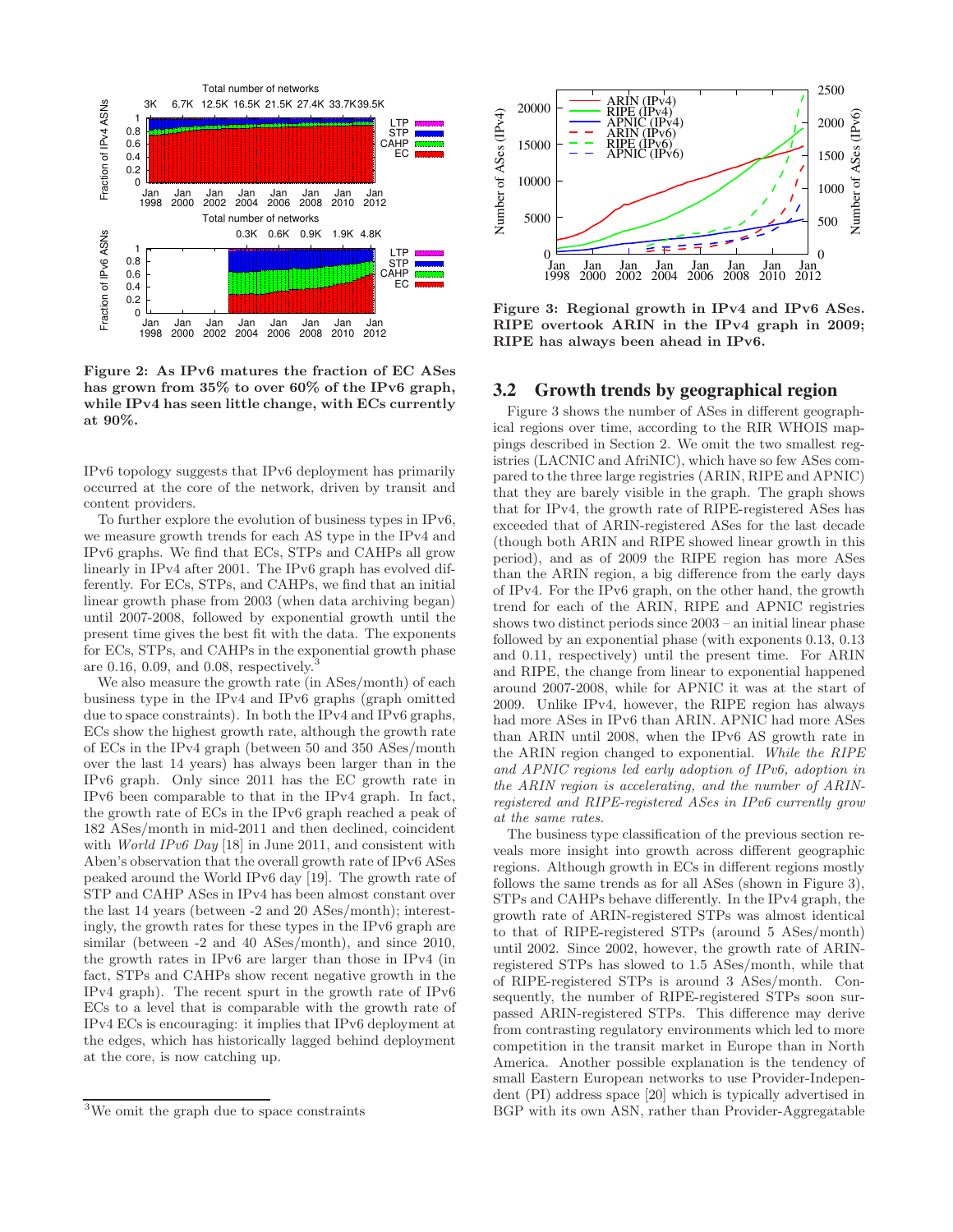Figure 2: As IPv6 matures the fraction of EC ASes has grown from 35% to over 60% of the IPv6 graph, while IPv4 has seen little change, with ECs currently at 90%.

IPv6 topology suggests that IPv6 deployment has primarily occurred at the core of the network, driven by transit and content providers.

To further explore the evolution of business types in IPv6, we measure growth trends for each AS type in the IPv4 and IPv6 graphs. We find that ECs, STPs and CAHPs all grow linearly in IPv4 after 2001. The IPv6 graph has evolved differently. For ECs, STPs, and CAHPs, we find that an initial linear growth phase from 2003 (when data archiving began) until 2007-2008, followed by exponential growth until the present time gives the best fit with the data. The exponents for ECs, STPs, and CAHPs in the exponential growth phase are 0.16, 0.09, and 0.08, respectively.[3]

We also measure the growth rate (in ASes/month) of each business type in the IPv4 and IPv6 graphs (graph omitted due to space constraints). In both the IPv4 and IPv6 graphs, ECs show the highest growth rate, although the growth rate of ECs in the IPv4 graph (between 50 and 350 ASes/month over the last 14 years) has always been larger than in the IPv6 graph. Only since 2011 has the EC growth rate in IPv6 been comparable to that in the IPv4 graph. In fact, the growth rate of ECs in the IPv6 graph reached a peak of 182 ASes/month in mid-2011 and then declined, coincident with *World IPv6 Day* [18] in June 2011, and consistent with Aben's observation that the overall growth rate of IPv6 ASes peaked around the World IPv6 day [19]. The growth rate of STP and CAHP ASes in IPv4 has been almost constant over the last 14 years (between -2 and 20 ASes/month); interestingly, the growth rates for these types in the IPv6 graph are similar (between -2 and 40 ASes/month), and since 2010, the growth rates in IPv6 are larger than those in IPv4 (in fact, STPs and CAHPs show recent negative growth in the IPv4 graph). The recent spurt in the growth rate of IPv6 ECs to a level that is comparable with the growth rate of IPv4 ECs is encouraging: it implies that IPv6 deployment at the edges, which has historically lagged behind deployment at the core, is now catching up.

[3] We omit the graph due to space constraints

Figure 3: Regional growth in IPv4 and IPv6 ASes. RIPE overtook ARIN in the IPv4 graph in 2009; RIPE has always been ahead in IPv6.

## 3.2 Growth trends by geographical region

Figure 3 shows the number of ASes in different geographical regions over time, according to the RIR WHOIS mappings described in Section 2. We omit the two smallest registries (LACNIC and AfriNIC), which have so few ASes compared to the three large registries (ARIN, RIPE and APNIC) that they are barely visible in the graph. The graph shows that for IPv4, the growth rate of RIPE-registered ASes has exceeded that of ARIN-registered ASes for the last decade (though both ARIN and RIPE showed linear growth in this period), and as of 2009 the RIPE region has more ASes than the ARIN region, a big difference from the early days of IPv4. For the IPv6 graph, on the other hand, the growth trend for each of the ARIN, RIPE and APNIC registries shows two distinct periods since 2003 – an initial linear phase followed by an exponential phase (with exponents 0.13, 0.13 and 0.11, respectively) until the present time. For ARIN and RIPE, the change from linear to exponential happened around 2007-2008, while for APNIC it was at the start of 2009. Unlike IPv4, however, the RIPE region has always had more ASes in IPv6 than ARIN. APNIC had more ASes than ARIN until 2008, when the IPv6 AS growth rate in the ARIN region changed to exponential. *While the RIPE and APNIC regions led early adoption of IPv6, adoption in the ARIN region is accelerating, and the number of ARIN-registered and RIPE-registered ASes in IPv6 currently grow at the same rates.*

The business type classification of the previous section reveals more insight into growth across different geographic regions. Although growth in ECs in different regions mostly follows the same trends as for all ASes (shown in Figure 3), STPs and CAHPs behave differently. In the IPv4 graph, the growth rate of ARIN-registered STPs was almost identical to that of RIPE-registered STPs (around 5 ASes/month) until 2002. Since 2002, however, the growth rate of ARIN-registered STPs has slowed to 1.5 ASes/month, while that of RIPE-registered STPs is around 3 ASes/month. Consequently, the number of RIPE-registered STPs soon surpassed ARIN-registered STPs. This difference may derive from contrasting regulatory environments which led to more competition in the transit market in Europe than in North America. Another possible explanation is the tendency of small Eastern European networks to use Provider-Independent (PI) address space [20] which is typically advertised in BGP with its own ASN, rather than Provider-Aggregatable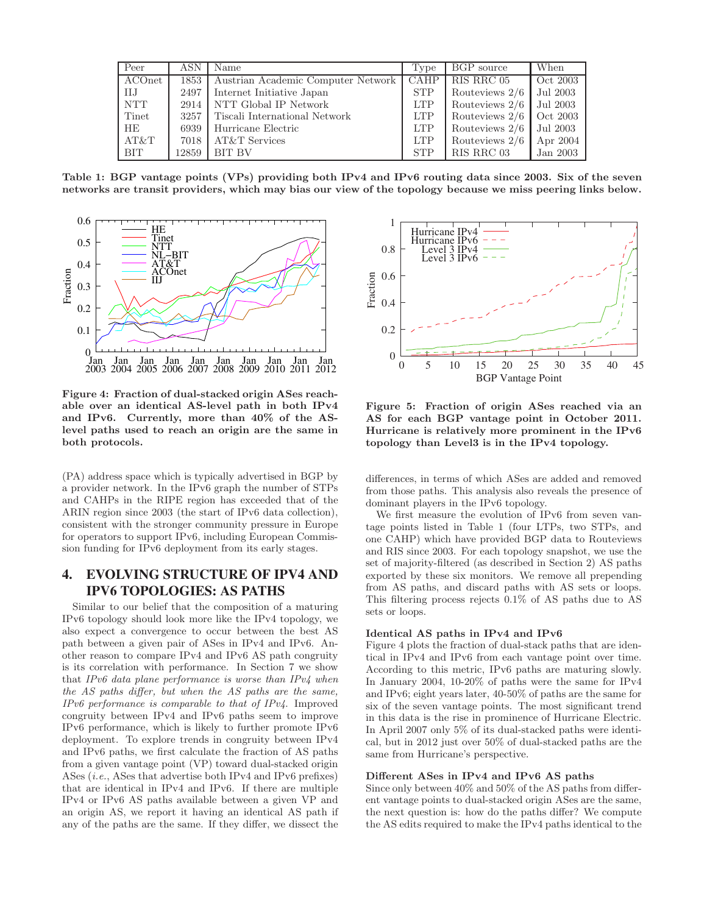| Peer | ASN | Name | Type | BGP source | When |
| --- | --- | --- | --- | --- | --- |
| ACOnet | 1853 | Austrian Academic Computer Network | CAHP | RIS RRC 05 | Oct 2003 |
| IIJ | 2497 | Internet Initiative Japan | STP | Routeviews 2/6 | Jul 2003 |
| NTT | 2914 | NTT Global IP Network | LTP | Routeviews 2/6 | Jul 2003 |
| Tinet | 3257 | Tiscali International Network | LTP | Routeviews 2/6 | Oct 2003 |
| HE | 6939 | Hurricane Electric | LTP | Routeviews 2/6 | Jul 2003 |
| AT&T | 7018 | AT&T Services | LTP | Routeviews 2/6 | Apr 2004 |
| BIT | 12859 | BIT BV | STP | RIS RRC 03 | Jan 2003 |

**Table 1: BGP vantage points (VPs) providing both IPv4 and IPv6 routing data since 2003. Six of the seven networks are transit providers, which may bias our view of the topology because we miss peering links below.**

**Figure 4: Fraction of dual-stacked origin ASes reachable over an identical AS-level path in both IPv4 and IPv6. Currently, more than 40% of the AS-level paths used to reach an origin are the same in both protocols.**

**Figure 5: Fraction of origin ASes reached via an AS for each BGP vantage point in October 2011. Hurricane is relatively more prominent in the IPv6 topology than Level3 is in the IPv4 topology.**

(PA) address space which is typically advertised in BGP by a provider network. In the IPv6 graph the number of STPs and CAHPs in the RIPE region has exceeded that of the ARIN region since 2003 (the start of IPv6 data collection), consistent with the stronger community pressure in Europe for operators to support IPv6, including European Commission funding for IPv6 deployment from its early stages.

## 4. EVOLVING STRUCTURE OF IPV4 AND IPV6 TOPOLOGIES: AS PATHS

Similar to our belief that the composition of a maturing IPv6 topology should look more like the IPv4 topology, we also expect a convergence to occur between the best AS path between a given pair of ASes in IPv4 and IPv6. Another reason to compare IPv4 and IPv6 AS path congruity is its correlation with performance. In Section 7 we show that *IPv6 data plane performance is worse than IPv4 when the AS paths differ, but when the AS paths are the same, IPv6 performance is comparable to that of IPv4.* Improved congruity between IPv4 and IPv6 paths seem to improve IPv6 performance, which is likely to further promote IPv6 deployment. To explore trends in congruity between IPv4 and IPv6 paths, we first calculate the fraction of AS paths from a given vantage point (VP) toward dual-stacked origin ASes (*i.e.*, ASes that advertise both IPv4 and IPv6 prefixes) that are identical in IPv4 and IPv6. If there are multiple IPv4 or IPv6 AS paths available between a given VP and an origin AS, we report it having an identical AS path if any of the paths are the same. If they differ, we dissect the differences, in terms of which ASes are added and removed from those paths. This analysis also reveals the presence of dominant players in the IPv6 topology.

We first measure the evolution of IPv6 from seven vantage points listed in Table 1 (four LTPs, two STPs, and one CAHP) which have provided BGP data to Routeviews and RIS since 2003. For each topology snapshot, we use the set of majority-filtered (as described in Section 2) AS paths exported by these six monitors. We remove all prepending from AS paths, and discard paths with AS sets or loops. This filtering process rejects 0.1% of AS paths due to AS sets or loops.

**Identical AS paths in IPv4 and IPv6**

Figure 4 plots the fraction of dual-stack paths that are identical in IPv4 and IPv6 from each vantage point over time. According to this metric, IPv6 paths are maturing slowly. In January 2004, 10-20% of paths were the same for IPv4 and IPv6; eight years later, 40-50% of paths are the same for six of the seven vantage points. The most significant trend in this data is the rise in prominence of Hurricane Electric. In April 2007 only 5% of its dual-stacked paths were identical, but in 2012 just over 50% of dual-stacked paths are the same from Hurricane's perspective.

**Different ASes in IPv4 and IPv6 AS paths**

Since only between 40% and 50% of the AS paths from different vantage points to dual-stacked origin ASes are the same, the next question is: how do the paths differ? We compute the AS edits required to make the IPv4 paths identical to the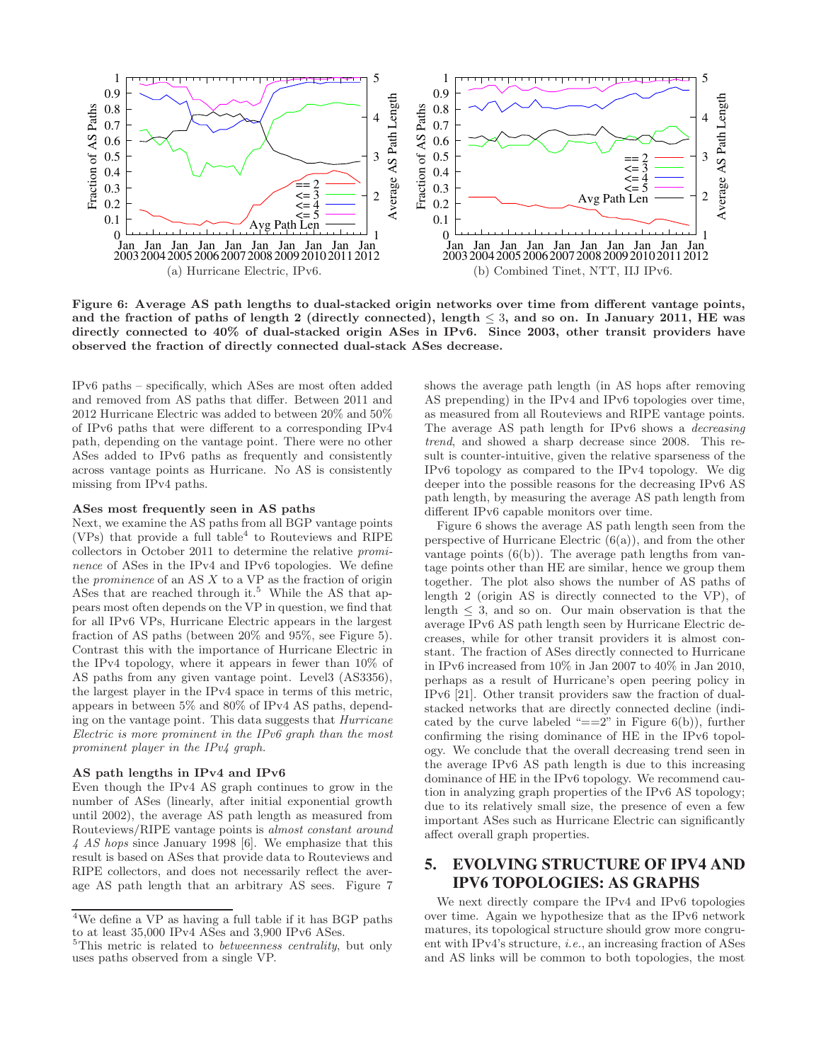(a) Hurricane Electric, IPv6.

(b) Combined Tinet, NTT, IIJ IPv6.

**Figure 6: Average AS path lengths to dual-stacked origin networks over time from different vantage points, and the fraction of paths of length 2 (directly connected), length $\leq 3$, and so on. In January 2011, HE was directly connected to 40% of dual-stacked origin ASes in IPv6. Since 2003, other transit providers have observed the fraction of directly connected dual-stack ASes decrease.**

IPv6 paths – specifically, which ASes are most often added and removed from AS paths that differ. Between 2011 and 2012 Hurricane Electric was added to between 20% and 50% of IPv6 paths that were different to a corresponding IPv4 path, depending on the vantage point. There were no other ASes added to IPv6 paths as frequently and consistently across vantage points as Hurricane. No AS is consistently missing from IPv4 paths.

#### ASes most frequently seen in AS paths

Next, we examine the AS paths from all BGP vantage points (VPs) that provide a full table[4] to Routeviews and RIPE collectors in October 2011 to determine the relative *prominence* of ASes in the IPv4 and IPv6 topologies. We define the *prominence* of an AS $X$ to a VP as the fraction of origin ASes that are reached through it.[5] While the AS that appears most often depends on the VP in question, we find that for all IPv6 VPs, Hurricane Electric appears in the largest fraction of AS paths (between 20% and 95%, see Figure 5). Contrast this with the importance of Hurricane Electric in the IPv4 topology, where it appears in fewer than 10% of AS paths from any given vantage point. Level3 (AS3356), the largest player in the IPv4 space in terms of this metric, appears in between 5% and 80% of IPv4 AS paths, depending on the vantage point. This data suggests that *Hurricane Electric is more prominent in the IPv6 graph than the most prominent player in the IPv4 graph.*

#### AS path lengths in IPv4 and IPv6

Even though the IPv4 AS graph continues to grow in the number of ASes (linearly, after initial exponential growth until 2002), the average AS path length as measured from Routeviews/RIPE vantage points is *almost constant around 4 AS hops* since January 1998 [6]. We emphasize that this result is based on ASes that provide data to Routeviews and RIPE collectors, and does not necessarily reflect the average AS path length that an arbitrary AS sees. Figure 7 shows the average path length (in AS hops after removing AS prepending) in the IPv4 and IPv6 topologies over time, as measured from all Routeviews and RIPE vantage points. The average AS path length for IPv6 shows a *decreasing trend*, and showed a sharp decrease since 2008. This result is counter-intuitive, given the relative sparseness of the IPv6 topology as compared to the IPv4 topology. We dig deeper into the possible reasons for the decreasing IPv6 AS path length, by measuring the average AS path length from different IPv6 capable monitors over time.

Figure 6 shows the average AS path length seen from the perspective of Hurricane Electric (6(a)), and from the other vantage points (6(b)). The average path lengths from vantage points other than HE are similar, hence we group them together. The plot also shows the number of AS paths of length 2 (origin AS is directly connected to the VP), of length $\leq 3$, and so on. Our main observation is that the average IPv6 AS path length seen by Hurricane Electric decreases, while for other transit providers it is almost constant. The fraction of ASes directly connected to Hurricane in IPv6 increased from 10% in Jan 2007 to 40% in Jan 2010, perhaps as a result of Hurricane's open peering policy in IPv6 [21]. Other transit providers saw the fraction of dual-stacked networks that are directly connected decline (indicated by the curve labeled "==2" in Figure 6(b)), further confirming the rising dominance of HE in the IPv6 topology. We conclude that the overall decreasing trend seen in the average IPv6 AS path length is due to this increasing dominance of HE in the IPv6 topology. We recommend caution in analyzing graph properties of the IPv6 AS topology; due to its relatively small size, the presence of even a few important ASes such as Hurricane Electric can significantly affect overall graph properties.

## 5. EVOLVING STRUCTURE OF IPV4 AND IPV6 TOPOLOGIES: AS GRAPHS

We next directly compare the IPv4 and IPv6 topologies over time. Again we hypothesize that as the IPv6 network matures, its topological structure should grow more congruent with IPv4's structure, *i.e.*, an increasing fraction of ASes and AS links will be common to both topologies, the most

[4] We define a VP as having a full table if it has BGP paths to at least 35,000 IPv4 ASes and 3,900 IPv6 ASes.

[5] This metric is related to *betweenness centrality*, but only uses paths observed from a single VP.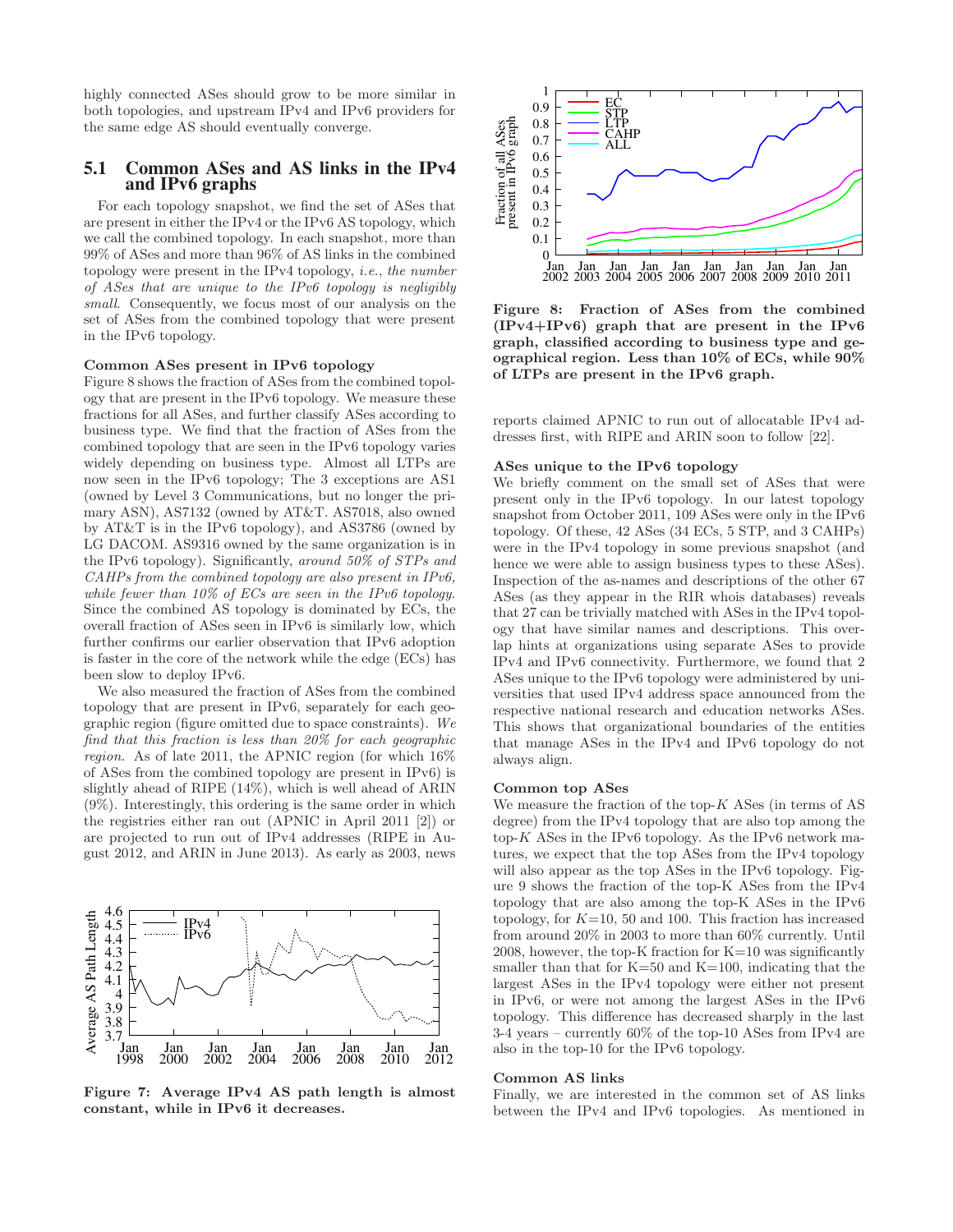highly connected ASes should grow to be more similar in both topologies, and upstream IPv4 and IPv6 providers for the same edge AS should eventually converge.

## 5.1 Common ASes and AS links in the IPv4 and IPv6 graphs

For each topology snapshot, we find the set of ASes that are present in either the IPv4 or the IPv6 AS topology, which we call the combined topology. In each snapshot, more than 99% of ASes and more than 96% of AS links in the combined topology were present in the IPv4 topology, *i.e., the number of ASes that are unique to the IPv6 topology is negligibly small*. Consequently, we focus most of our analysis on the set of ASes from the combined topology that were present in the IPv6 topology.

**Common ASes present in IPv6 topology**

Figure 8 shows the fraction of ASes from the combined topology that are present in the IPv6 topology. We measure these fractions for all ASes, and further classify ASes according to business type. We find that the fraction of ASes from the combined topology that are seen in the IPv6 topology varies widely depending on business type. Almost all LTPs are now seen in the IPv6 topology; The 3 exceptions are AS1 (owned by Level 3 Communications, but no longer the primary ASN), AS7132 (owned by AT&T. AS7018, also owned by AT&T is in the IPv6 topology), and AS3786 (owned by LG DACOM. AS9316 owned by the same organization is in the IPv6 topology). Significantly, *around 50% of STPs and CAHPs from the combined topology are also present in IPv6, while fewer than 10% of ECs are seen in the IPv6 topology.* Since the combined AS topology is dominated by ECs, the overall fraction of ASes seen in IPv6 is similarly low, which further confirms our earlier observation that IPv6 adoption is faster in the core of the network while the edge (ECs) has been slow to deploy IPv6.

We also measured the fraction of ASes from the combined topology that are present in IPv6, separately for each geographic region (figure omitted due to space constraints). *We find that this fraction is less than 20% for each geographic region.* As of late 2011, the APNIC region (for which 16% of ASes from the combined topology are present in IPv6) is slightly ahead of RIPE (14%), which is well ahead of ARIN (9%). Interestingly, this ordering is the same order in which the registries either ran out (APNIC in April 2011 [2]) or are projected to run out of IPv4 addresses (RIPE in August 2012, and ARIN in June 2013). As early as 2003, news reports claimed APNIC to run out of allocatable IPv4 addresses first, with RIPE and ARIN soon to follow [22].

**Figure 7: Average IPv4 AS path length is almost constant, while in IPv6 it decreases.**

**Figure 8: Fraction of ASes from the combined (IPv4+IPv6) graph that are present in the IPv6 graph, classified according to business type and geographical region. Less than 10% of ECs, while 90% of LTPs are present in the IPv6 graph.**

**ASes unique to the IPv6 topology**

We briefly comment on the small set of ASes that were present only in the IPv6 topology. In our latest topology snapshot from October 2011, 109 ASes were only in the IPv6 topology. Of these, 42 ASes (34 ECs, 5 STP, and 3 CAHPs) were in the IPv4 topology in some previous snapshot (and hence we were able to assign business types to these ASes). Inspection of the as-names and descriptions of the other 67 ASes (as they appear in the RIR whois databases) reveals that 27 can be trivially matched with ASes in the IPv4 topology that have similar names and descriptions. This overlap hints at organizations using separate ASes to provide IPv4 and IPv6 connectivity. Furthermore, we found that 2 ASes unique to the IPv6 topology were administered by universities that used IPv4 address space announced from the respective national research and education networks ASes. This shows that organizational boundaries of the entities that manage ASes in the IPv4 and IPv6 topology do not always align.

**Common top ASes**

We measure the fraction of the top-$K$ ASes (in terms of AS degree) from the IPv4 topology that are also top among the top-$K$ ASes in the IPv6 topology. As the IPv6 network matures, we expect that the top ASes from the IPv4 topology will also appear as the top ASes in the IPv6 topology. Figure 9 shows the fraction of the top-K ASes from the IPv4 topology that are also among the top-K ASes in the IPv6 topology, for $K$=10, 50 and 100. This fraction has increased from around 20% in 2003 to more than 60% currently. Until 2008, however, the top-K fraction for K=10 was significantly smaller than that for K=50 and K=100, indicating that the largest ASes in the IPv4 topology were either not present in IPv6, or were not among the largest ASes in the IPv6 topology. This difference has decreased sharply in the last 3-4 years – currently 60% of the top-10 ASes from IPv4 are also in the top-10 for the IPv6 topology.

**Common AS links**

Finally, we are interested in the common set of AS links between the IPv4 and IPv6 topologies. As mentioned in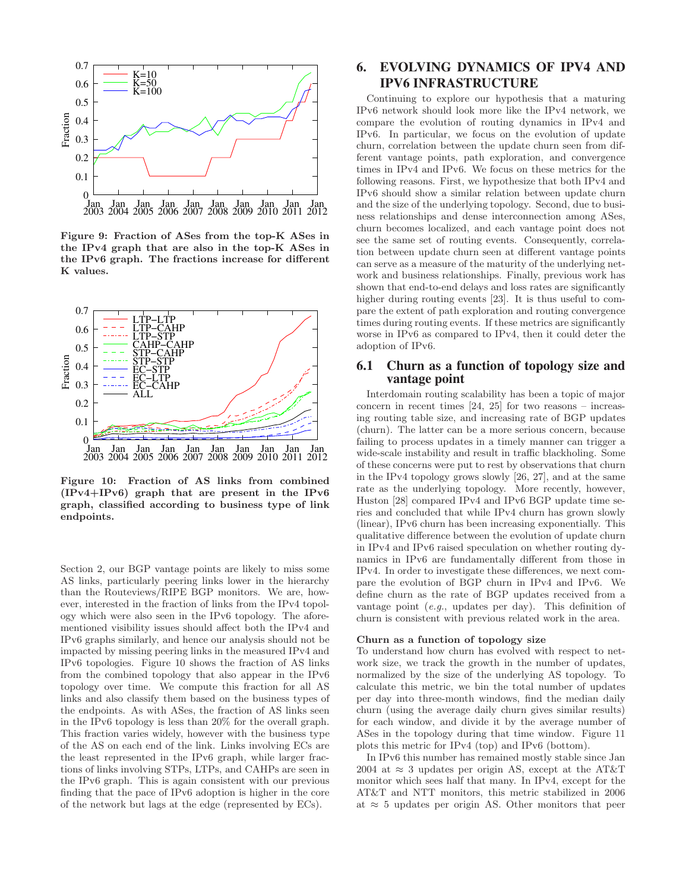Figure 9: Fraction of ASes from the top-K ASes in the IPv4 graph that are also in the top-K ASes in the IPv6 graph. The fractions increase for different K values.

Figure 10: Fraction of AS links from combined (IPv4+IPv6) graph that are present in the IPv6 graph, classified according to business type of link endpoints.

Section 2, our BGP vantage points are likely to miss some AS links, particularly peering links lower in the hierarchy than the Routeviews/RIPE BGP monitors. We are, however, interested in the fraction of links from the IPv4 topology which were also seen in the IPv6 topology. The aforementioned visibility issues should affect both the IPv4 and IPv6 graphs similarly, and hence our analysis should not be impacted by missing peering links in the measured IPv4 and IPv6 topologies. Figure 10 shows the fraction of AS links from the combined topology that also appear in the IPv6 topology over time. We compute this fraction for all AS links and also classify them based on the business types of the endpoints. As with ASes, the fraction of AS links seen in the IPv6 topology is less than 20% for the overall graph. This fraction varies widely, however with the business type of the AS on each end of the link. Links involving ECs are the least represented in the IPv6 graph, while larger fractions of links involving STPs, LTPs, and CAHPs are seen in the IPv6 graph. This is again consistent with our previous finding that the pace of IPv6 adoption is higher in the core of the network but lags at the edge (represented by ECs).

# 6. EVOLVING DYNAMICS OF IPV4 AND IPV6 INFRASTRUCTURE

Continuing to explore our hypothesis that a maturing IPv6 network should look more like the IPv4 network, we compare the evolution of routing dynamics in IPv4 and IPv6. In particular, we focus on the evolution of update churn, correlation between the update churn seen from different vantage points, path exploration, and convergence times in IPv4 and IPv6. We focus on these metrics for the following reasons. First, we hypothesize that both IPv4 and IPv6 should show a similar relation between update churn and the size of the underlying topology. Second, due to business relationships and dense interconnection among ASes, churn becomes localized, and each vantage point does not see the same set of routing events. Consequently, correlation between update churn seen at different vantage points can serve as a measure of the maturity of the underlying network and business relationships. Finally, previous work has shown that end-to-end delays and loss rates are significantly higher during routing events [23]. It is thus useful to compare the extent of path exploration and routing convergence times during routing events. If these metrics are significantly worse in IPv6 as compared to IPv4, then it could deter the adoption of IPv6.

## 6.1 Churn as a function of topology size and vantage point

Interdomain routing scalability has been a topic of major concern in recent times [24, 25] for two reasons – increasing routing table size, and increasing rate of BGP updates (churn). The latter can be a more serious concern, because failing to process updates in a timely manner can trigger a wide-scale instability and result in traffic blackholing. Some of these concerns were put to rest by observations that churn in the IPv4 topology grows slowly [26, 27], and at the same rate as the underlying topology. More recently, however, Huston [28] compared IPv4 and IPv6 BGP update time series and concluded that while IPv4 churn has grown slowly (linear), IPv6 churn has been increasing exponentially. This qualitative difference between the evolution of update churn in IPv4 and IPv6 raised speculation on whether routing dynamics in IPv6 are fundamentally different from those in IPv4. In order to investigate these differences, we next compare the evolution of BGP churn in IPv4 and IPv6. We define churn as the rate of BGP updates received from a vantage point (*e.g.*, updates per day). This definition of churn is consistent with previous related work in the area.

#### Churn as a function of topology size

To understand how churn has evolved with respect to network size, we track the growth in the number of updates, normalized by the size of the underlying AS topology. To calculate this metric, we bin the total number of updates per day into three-month windows, find the median daily churn (using the average daily churn gives similar results) for each window, and divide it by the average number of ASes in the topology during that time window. Figure 11 plots this metric for IPv4 (top) and IPv6 (bottom).

In IPv6 this number has remained mostly stable since Jan 2004 at $\approx$ 3 updates per origin AS, except at the AT&T monitor which sees half that many. In IPv4, except for the AT&T and NTT monitors, this metric stabilized in 2006 at $\approx$ 5 updates per origin AS. Other monitors that peer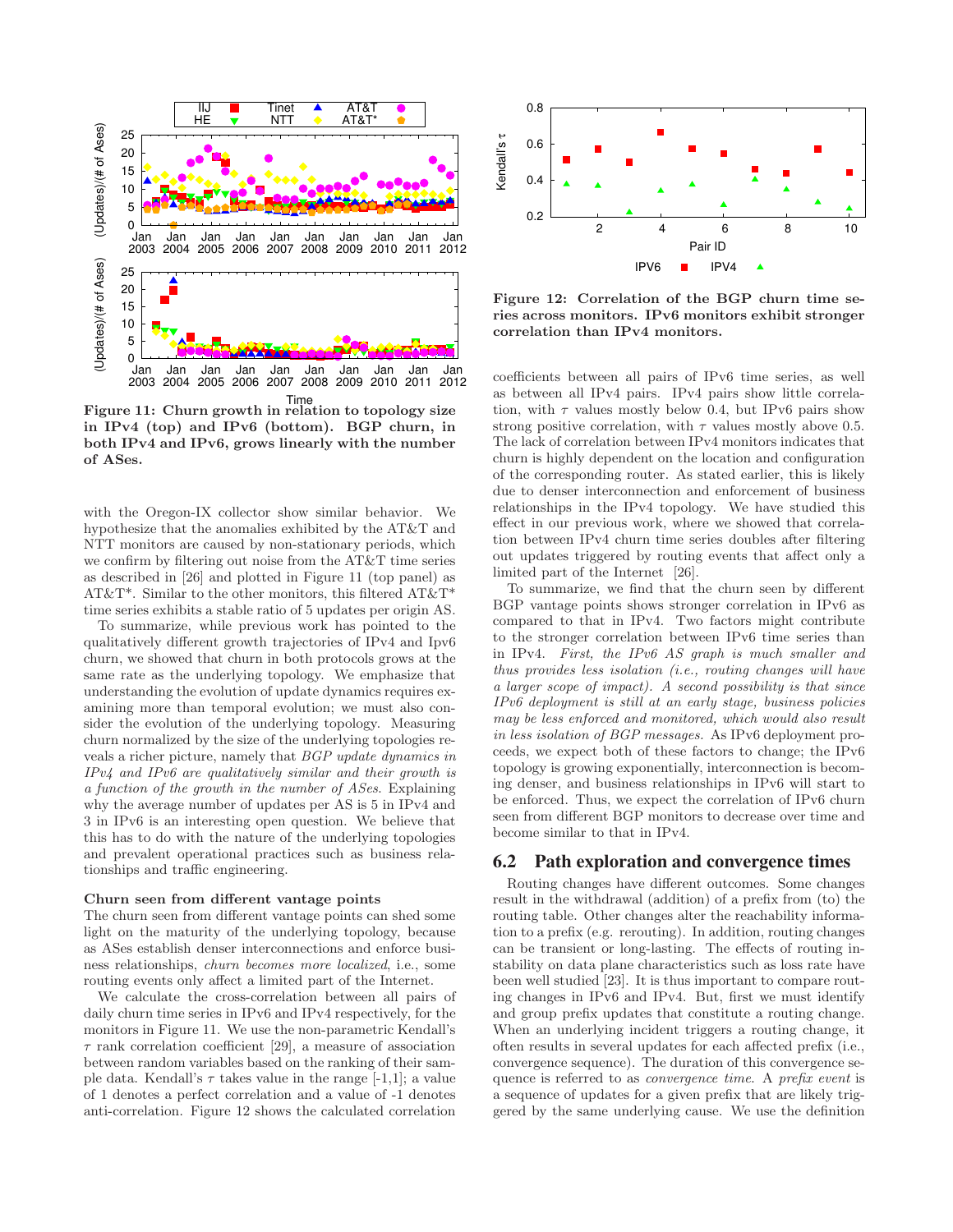**Figure 11: Churn growth in relation to topology size in IPv4 (top) and IPv6 (bottom). BGP churn, in both IPv4 and IPv6, grows linearly with the number of ASes.**

with the Oregon-IX collector show similar behavior. We hypothesize that the anomalies exhibited by the AT&T and NTT monitors are caused by non-stationary periods, which we confirm by filtering out noise from the AT&T time series as described in [26] and plotted in Figure 11 (top panel) as AT&T*. Similar to the other monitors, this filtered AT&T* time series exhibits a stable ratio of 5 updates per origin AS.

To summarize, while previous work has pointed to the qualitatively different growth trajectories of IPv4 and Ipv6 churn, we showed that churn in both protocols grows at the same rate as the underlying topology. We emphasize that understanding the evolution of update dynamics requires examining more than temporal evolution; we must also consider the evolution of the underlying topology. Measuring churn normalized by the size of the underlying topologies reveals a richer picture, namely that *BGP update dynamics in IPv4 and IPv6 are qualitatively similar and their growth is a function of the growth in the number of ASes*. Explaining why the average number of updates per AS is 5 in IPv4 and 3 in IPv6 is an interesting open question. We believe that this has to do with the nature of the underlying topologies and prevalent operational practices such as business relationships and traffic engineering.

**Churn seen from different vantage points**

The churn seen from different vantage points can shed some light on the maturity of the underlying topology, because as ASes establish denser interconnections and enforce business relationships, *churn becomes more localized*, i.e., some routing events only affect a limited part of the Internet.

We calculate the cross-correlation between all pairs of daily churn time series in IPv6 and IPv4 respectively, for the monitors in Figure 11. We use the non-parametric Kendall's $\tau$ rank correlation coefficient [29], a measure of association between random variables based on the ranking of their sample data. Kendall's $\tau$ takes value in the range [-1,1]; a value of 1 denotes a perfect correlation and a value of -1 denotes anti-correlation. Figure 12 shows the calculated correlation coefficients between all pairs of IPv6 time series, as well as between all IPv4 pairs. IPv4 pairs show little correlation, with $\tau$ values mostly below 0.4, but IPv6 pairs show strong positive correlation, with $\tau$ values mostly above 0.5. The lack of correlation between IPv4 monitors indicates that churn is highly dependent on the location and configuration of the corresponding router. As stated earlier, this is likely due to denser interconnection and enforcement of business relationships in the IPv4 topology. We have studied this effect in our previous work, where we showed that correlation between IPv4 churn time series doubles after filtering out updates triggered by routing events that affect only a limited part of the Internet [26].

**Figure 12: Correlation of the BGP churn time series across monitors. IPv6 monitors exhibit stronger correlation than IPv4 monitors.**

To summarize, we find that the churn seen by different BGP vantage points shows stronger correlation in IPv6 as compared to that in IPv4. Two factors might contribute to the stronger correlation between IPv6 time series than in IPv4. *First, the IPv6 AS graph is much smaller and thus provides less isolation (i.e., routing changes will have a larger scope of impact). A second possibility is that since IPv6 deployment is still at an early stage, business policies may be less enforced and monitored, which would also result in less isolation of BGP messages.* As IPv6 deployment proceeds, we expect both of these factors to change; the IPv6 topology is growing exponentially, interconnection is becoming denser, and business relationships in IPv6 will start to be enforced. Thus, we expect the correlation of IPv6 churn seen from different BGP monitors to decrease over time and become similar to that in IPv4.

## 6.2 Path exploration and convergence times

Routing changes have different outcomes. Some changes result in the withdrawal (addition) of a prefix from (to) the routing table. Other changes alter the reachability information to a prefix (e.g. rerouting). In addition, routing changes can be transient or long-lasting. The effects of routing instability on data plane characteristics such as loss rate have been well studied [23]. It is thus important to compare routing changes in IPv6 and IPv4. But, first we must identify and group prefix updates that constitute a routing change. When an underlying incident triggers a routing change, it often results in several updates for each affected prefix (i.e., convergence sequence). The duration of this convergence sequence is referred to as *convergence time*. A *prefix event* is a sequence of updates for a given prefix that are likely triggered by the same underlying cause. We use the definition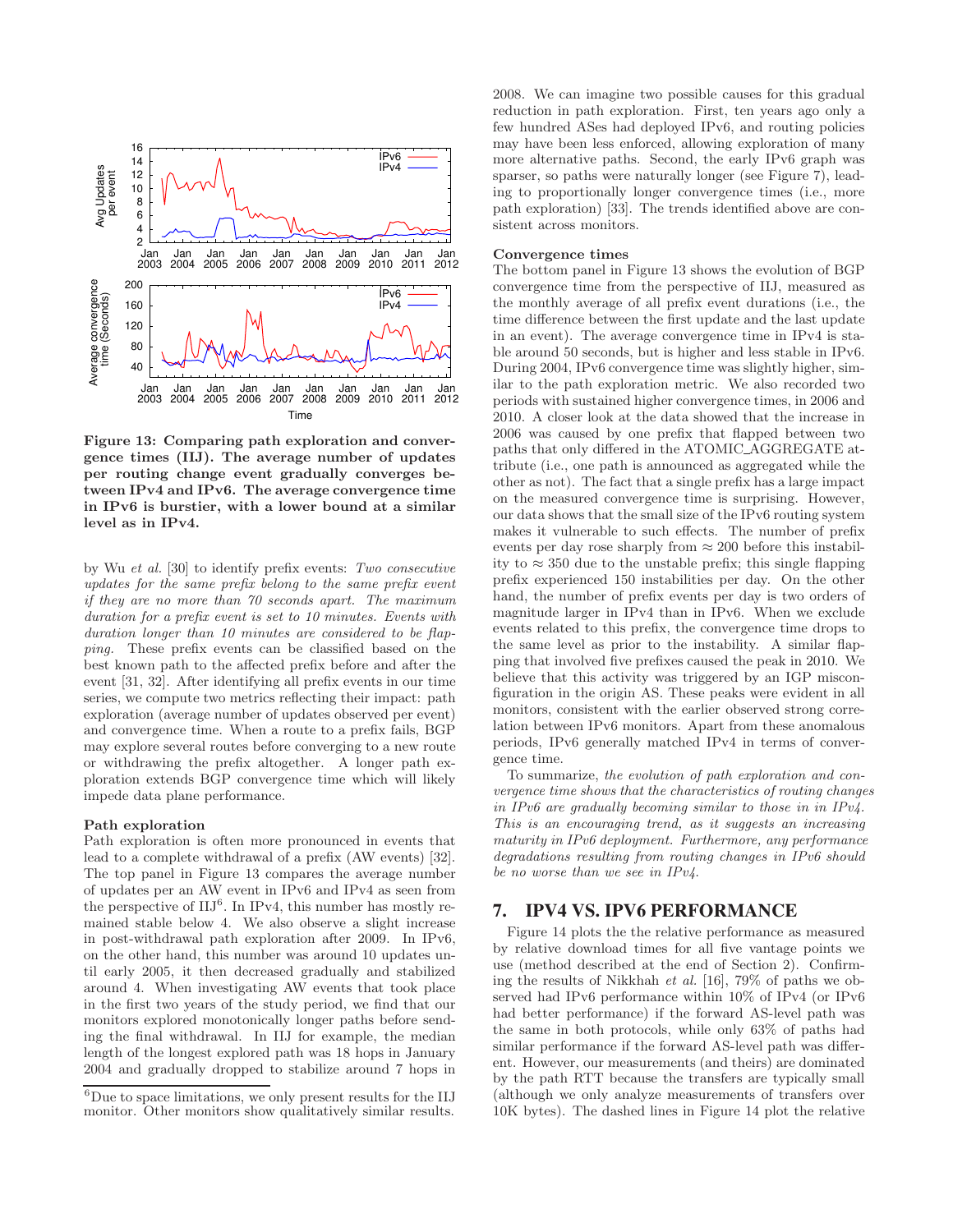Figure 13: Comparing path exploration and convergence times (IIJ). The average number of updates per routing change event gradually converges between IPv4 and IPv6. The average convergence time in IPv6 is burstier, with a lower bound at a similar level as in IPv4.

by Wu *et al.* [30] to identify prefix events: *Two consecutive updates for the same prefix belong to the same prefix event if they are no more than 70 seconds apart. The maximum duration for a prefix event is set to 10 minutes. Events with duration longer than 10 minutes are considered to be flapping.* These prefix events can be classified based on the best known path to the affected prefix before and after the event [31, 32]. After identifying all prefix events in our time series, we compute two metrics reflecting their impact: path exploration (average number of updates observed per event) and convergence time. When a route to a prefix fails, BGP may explore several routes before converging to a new route or withdrawing the prefix altogether. A longer path exploration extends BGP convergence time which will likely impede data plane performance.

**Path exploration**

Path exploration is often more pronounced in events that lead to a complete withdrawal of a prefix (AW events) [32]. The top panel in Figure 13 compares the average number of updates per an AW event in IPv6 and IPv4 as seen from the perspective of IIJ[6]. In IPv4, this number has mostly remained stable below 4. We also observe a slight increase in post-withdrawal path exploration after 2009. In IPv6, on the other hand, this number was around 10 updates until early 2005, it then decreased gradually and stabilized around 4. When investigating AW events that took place in the first two years of the study period, we find that our monitors explored monotonically longer paths before sending the final withdrawal. In IIJ for example, the median length of the longest explored path was 18 hops in January 2004 and gradually dropped to stabilize around 7 hops in 2008. We can imagine two possible causes for this gradual reduction in path exploration. First, ten years ago only a few hundred ASes had deployed IPv6, and routing policies may have been less enforced, allowing exploration of many more alternative paths. Second, the early IPv6 graph was sparser, so paths were naturally longer (see Figure 7), leading to proportionally longer convergence times (i.e., more path exploration) [33]. The trends identified above are consistent across monitors.

[6]Due to space limitations, we only present results for the IIJ monitor. Other monitors show qualitatively similar results.

**Convergence times**

The bottom panel in Figure 13 shows the evolution of BGP convergence time from the perspective of IIJ, measured as the monthly average of all prefix event durations (i.e., the time difference between the first update and the last update in an event). The average convergence time in IPv4 is stable around 50 seconds, but is higher and less stable in IPv6. During 2004, IPv6 convergence time was slightly higher, similar to the path exploration metric. We also recorded two periods with sustained higher convergence times, in 2006 and 2010. A closer look at the data showed that the increase in 2006 was caused by one prefix that flapped between two paths that only differed in the ATOMIC_AGGREGATE attribute (i.e., one path is announced as aggregated while the other as not). The fact that a single prefix has a large impact on the measured convergence time is surprising. However, our data shows that the small size of the IPv6 routing system makes it vulnerable to such effects. The number of prefix events per day rose sharply from $\approx 200$ before this instability to $\approx 350$ due to the unstable prefix; this single flapping prefix experienced 150 instabilities per day. On the other hand, the number of prefix events per day is two orders of magnitude larger in IPv4 than in IPv6. When we exclude events related to this prefix, the convergence time drops to the same level as prior to the instability. A similar flapping that involved five prefixes caused the peak in 2010. We believe that this activity was triggered by an IGP misconfiguration in the origin AS. These peaks were evident in all monitors, consistent with the earlier observed strong correlation between IPv6 monitors. Apart from these anomalous periods, IPv6 generally matched IPv4 in terms of convergence time.

To summarize, *the evolution of path exploration and convergence time shows that the characteristics of routing changes in IPv6 are gradually becoming similar to those in in IPv4. This is an encouraging trend, as it suggests an increasing maturity in IPv6 deployment. Furthermore, any performance degradations resulting from routing changes in IPv6 should be no worse than we see in IPv4.*

## 7. IPV4 VS. IPV6 PERFORMANCE

Figure 14 plots the the relative performance as measured by relative download times for all five vantage points we use (method described at the end of Section 2). Confirming the results of Nikkhah *et al.* [16], 79% of paths we observed had IPv6 performance within 10% of IPv4 (or IPv6 had better performance) if the forward AS-level path was the same in both protocols, while only 63% of paths had similar performance if the forward AS-level path was different. However, our measurements (and theirs) are dominated by the path RTT because the transfers are typically small (although we only analyze measurements of transfers over 10K bytes). The dashed lines in Figure 14 plot the relative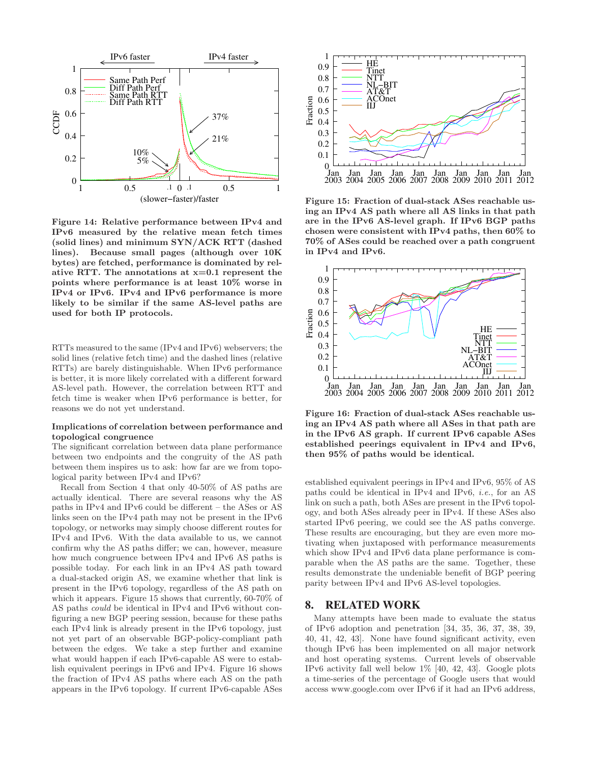**Figure 14: Relative performance between IPv4 and IPv6 measured by the relative mean fetch times (solid lines) and minimum SYN/ACK RTT (dashed lines). Because small pages (although over 10K bytes) are fetched, performance is dominated by relative RTT. The annotations at x=0.1 represent the points where performance is at least 10% worse in IPv4 or IPv6. IPv4 and IPv6 performance is more likely to be similar if the same AS-level paths are used for both IP protocols.**

RTTs measured to the same (IPv4 and IPv6) webservers; the solid lines (relative fetch time) and the dashed lines (relative RTTs) are barely distinguishable. When IPv6 performance is better, it is more likely correlated with a different forward AS-level path. However, the correlation between RTT and fetch time is weaker when IPv6 performance is better, for reasons we do not yet understand.

**Implications of correlation between performance and topological congruence**

The significant correlation between data plane performance between two endpoints and the congruity of the AS path between them inspires us to ask: how far are we from topological parity between IPv4 and IPv6?

Recall from Section 4 that only 40-50% of AS paths are actually identical. There are several reasons why the AS paths in IPv4 and IPv6 could be different – the ASes or AS links seen on the IPv4 path may not be present in the IPv6 topology, or networks may simply choose different routes for IPv4 and IPv6. With the data available to us, we cannot confirm why the AS paths differ; we can, however, measure how much congruence between IPv4 and IPv6 AS paths is possible today. For each link in an IPv4 AS path toward a dual-stacked origin AS, we examine whether that link is present in the IPv6 topology, regardless of the AS path on which it appears. Figure 15 shows that currently, 60-70% of AS paths *could* be identical in IPv4 and IPv6 without configuring a new BGP peering session, because for these paths each IPv4 link is already present in the IPv6 topology, just not yet part of an observable BGP-policy-compliant path between the edges. We take a step further and examine what would happen if each IPv6-capable AS were to establish equivalent peerings in IPv6 and IPv4. Figure 16 shows the fraction of IPv4 AS paths where each AS on the path appears in the IPv6 topology. If current IPv6-capable ASes

**Figure 15: Fraction of dual-stack ASes reachable using an IPv4 AS path where all AS links in that path are in the IPv6 AS-level graph. If IPv6 BGP paths chosen were consistent with IPv4 paths, then 60% to 70% of ASes could be reached over a path congruent in IPv4 and IPv6.**

**Figure 16: Fraction of dual-stack ASes reachable using an IPv4 AS path where all ASes in that path are in the IPv6 AS graph. If current IPv6 capable ASes established peerings equivalent in IPv4 and IPv6, then 95% of paths would be identical.**

established equivalent peerings in IPv4 and IPv6, 95% of AS paths could be identical in IPv4 and IPv6, *i.e.*, for an AS link on such a path, both ASes are present in the IPv6 topology, and both ASes already peer in IPv4. If these ASes also started IPv6 peering, we could see the AS paths converge. These results are encouraging, but they are even more motivating when juxtaposed with performance measurements which show IPv4 and IPv6 data plane performance is comparable when the AS paths are the same. Together, these results demonstrate the undeniable benefit of BGP peering parity between IPv4 and IPv6 AS-level topologies.

## 8. RELATED WORK

Many attempts have been made to evaluate the status of IPv6 adoption and penetration [34, 35, 36, 37, 38, 39, 40, 41, 42, 43]. None have found significant activity, even though IPv6 has been implemented on all major network and host operating systems. Current levels of observable IPv6 activity fall well below 1% [40, 42, 43]. Google plots a time-series of the percentage of Google users that would access www.google.com over IPv6 if it had an IPv6 address,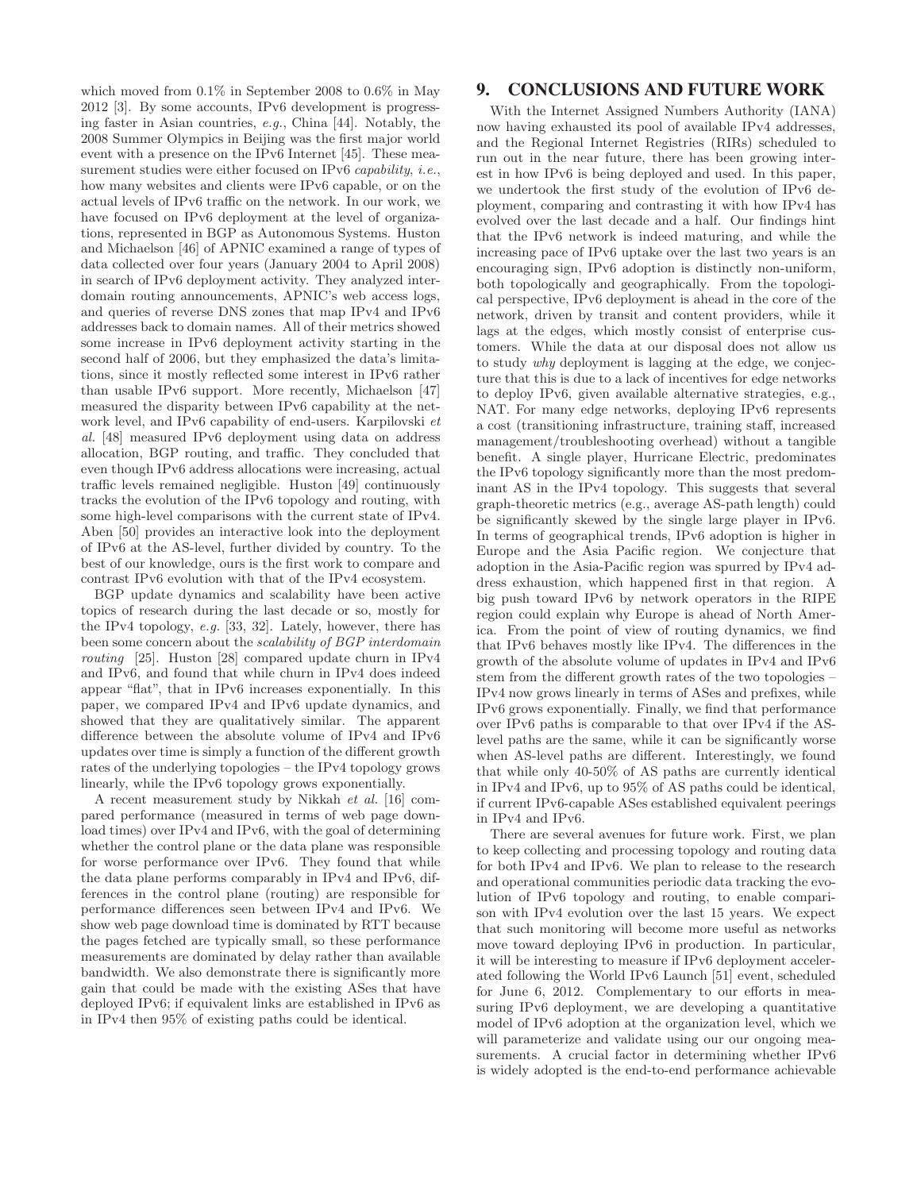which moved from 0.1% in September 2008 to 0.6% in May 2012 [3]. By some accounts, IPv6 development is progressing faster in Asian countries, *e.g.*, China [44]. Notably, the 2008 Summer Olympics in Beijing was the first major world event with a presence on the IPv6 Internet [45]. These measurement studies were either focused on IPv6 *capability*, *i.e.*, how many websites and clients were IPv6 capable, or on the actual levels of IPv6 traffic on the network. In our work, we have focused on IPv6 deployment at the level of organizations, represented in BGP as Autonomous Systems. Huston and Michaelson [46] of APNIC examined a range of types of data collected over four years (January 2004 to April 2008) in search of IPv6 deployment activity. They analyzed interdomain routing announcements, APNIC's web access logs, and queries of reverse DNS zones that map IPv4 and IPv6 addresses back to domain names. All of their metrics showed some increase in IPv6 deployment activity starting in the second half of 2006, but they emphasized the data's limitations, since it mostly reflected some interest in IPv6 rather than usable IPv6 support. More recently, Michaelson [47] measured the disparity between IPv6 capability at the network level, and IPv6 capability of end-users. Karpilovski *et al.* [48] measured IPv6 deployment using data on address allocation, BGP routing, and traffic. They concluded that even though IPv6 address allocations were increasing, actual traffic levels remained negligible. Huston [49] continuously tracks the evolution of the IPv6 topology and routing, with some high-level comparisons with the current state of IPv4. Aben [50] provides an interactive look into the deployment of IPv6 at the AS-level, further divided by country. To the best of our knowledge, ours is the first work to compare and contrast IPv6 evolution with that of the IPv4 ecosystem.

BGP update dynamics and scalability have been active topics of research during the last decade or so, mostly for the IPv4 topology, *e.g.* [33, 32]. Lately, however, there has been some concern about the *scalability of BGP interdomain routing* [25]. Huston [28] compared update churn in IPv4 and IPv6, and found that while churn in IPv4 does indeed appear "flat", that in IPv6 increases exponentially. In this paper, we compared IPv4 and IPv6 update dynamics, and showed that they are qualitatively similar. The apparent difference between the absolute volume of IPv4 and IPv6 updates over time is simply a function of the different growth rates of the underlying topologies – the IPv4 topology grows linearly, while the IPv6 topology grows exponentially.

A recent measurement study by Nikkah *et al.* [16] compared performance (measured in terms of web page download times) over IPv4 and IPv6, with the goal of determining whether the control plane or the data plane was responsible for worse performance over IPv6. They found that while the data plane performs comparably in IPv4 and IPv6, differences in the control plane (routing) are responsible for performance differences seen between IPv4 and IPv6. We show web page download time is dominated by RTT because the pages fetched are typically small, so these performance measurements are dominated by delay rather than available bandwidth. We also demonstrate there is significantly more gain that could be made with the existing ASes that have deployed IPv6; if equivalent links are established in IPv6 as in IPv4 then 95% of existing paths could be identical.

# 9. CONCLUSIONS AND FUTURE WORK

With the Internet Assigned Numbers Authority (IANA) now having exhausted its pool of available IPv4 addresses, and the Regional Internet Registries (RIRs) scheduled to run out in the near future, there has been growing interest in how IPv6 is being deployed and used. In this paper, we undertook the first study of the evolution of IPv6 deployment, comparing and contrasting it with how IPv4 has evolved over the last decade and a half. Our findings hint that the IPv6 network is indeed maturing, and while the increasing pace of IPv6 uptake over the last two years is an encouraging sign, IPv6 adoption is distinctly non-uniform, both topologically and geographically. From the topological perspective, IPv6 deployment is ahead in the core of the network, driven by transit and content providers, while it lags at the edges, which mostly consist of enterprise customers. While the data at our disposal does not allow us to study *why* deployment is lagging at the edge, we conjecture that this is due to a lack of incentives for edge networks to deploy IPv6, given available alternative strategies, e.g., NAT. For many edge networks, deploying IPv6 represents a cost (transitioning infrastructure, training staff, increased management/troubleshooting overhead) without a tangible benefit. A single player, Hurricane Electric, predominates the IPv6 topology significantly more than the most predominant AS in the IPv4 topology. This suggests that several graph-theoretic metrics (e.g., average AS-path length) could be significantly skewed by the single large player in IPv6. In terms of geographical trends, IPv6 adoption is higher in Europe and the Asia Pacific region. We conjecture that adoption in the Asia-Pacific region was spurred by IPv4 address exhaustion, which happened first in that region. A big push toward IPv6 by network operators in the RIPE region could explain why Europe is ahead of North America. From the point of view of routing dynamics, we find that IPv6 behaves mostly like IPv4. The differences in the growth of the absolute volume of updates in IPv4 and IPv6 stem from the different growth rates of the two topologies – IPv4 now grows linearly in terms of ASes and prefixes, while IPv6 grows exponentially. Finally, we find that performance over IPv6 paths is comparable to that over IPv4 if the AS-level paths are the same, while it can be significantly worse when AS-level paths are different. Interestingly, we found that while only 40-50% of AS paths are currently identical in IPv4 and IPv6, up to 95% of AS paths could be identical, if current IPv6-capable ASes established equivalent peerings in IPv4 and IPv6.

There are several avenues for future work. First, we plan to keep collecting and processing topology and routing data for both IPv4 and IPv6. We plan to release to the research and operational communities periodic data tracking the evolution of IPv6 topology and routing, to enable comparison with IPv4 evolution over the last 15 years. We expect that such monitoring will become more useful as networks move toward deploying IPv6 in production. In particular, it will be interesting to measure if IPv6 deployment accelerated following the World IPv6 Launch [51] event, scheduled for June 6, 2012. Complementary to our efforts in measuring IPv6 deployment, we are developing a quantitative model of IPv6 adoption at the organization level, which we will parameterize and validate using our our ongoing measurements. A crucial factor in determining whether IPv6 is widely adopted is the end-to-end performance achievable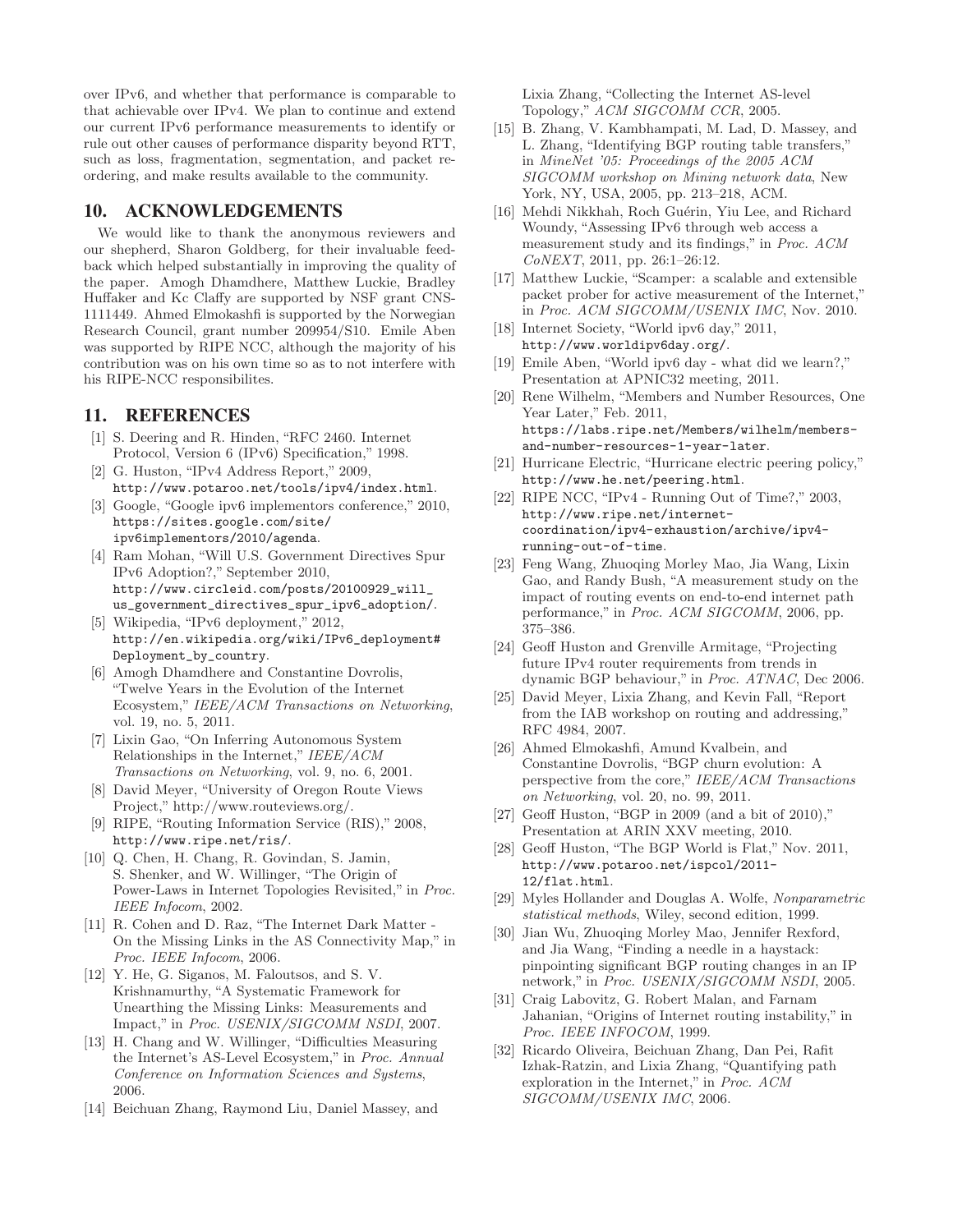over IPv6, and whether that performance is comparable to that achievable over IPv4. We plan to continue and extend our current IPv6 performance measurements to identify or rule out other causes of performance disparity beyond RTT, such as loss, fragmentation, segmentation, and packet reordering, and make results available to the community.

## 10. ACKNOWLEDGEMENTS

We would like to thank the anonymous reviewers and our shepherd, Sharon Goldberg, for their invaluable feedback which helped substantially in improving the quality of the paper. Amogh Dhamdhere, Matthew Luckie, Bradley Huffaker and Kc Claffy are supported by NSF grant CNS-1111449. Ahmed Elmokashfi is supported by the Norwegian Research Council, grant number 209954/S10. Emile Aben was supported by RIPE NCC, although the majority of his contribution was on his own time so as to not interfere with his RIPE-NCC responsibilites.

## 11. REFERENCES

[1] S. Deering and R. Hinden, "RFC 2460. Internet Protocol, Version 6 (IPv6) Specification," 1998.

[2] G. Huston, "IPv4 Address Report," 2009, http://www.potaroo.net/tools/ipv4/index.html.

[3] Google, "Google ipv6 implementors conference," 2010, https://sites.google.com/site/ipv6implementors/2010/agenda.

[4] Ram Mohan, "Will U.S. Government Directives Spur IPv6 Adoption?," September 2010, http://www.circleid.com/posts/20100929_will_us_government_directives_spur_ipv6_adoption/.

[5] Wikipedia, "IPv6 deployment," 2012, http://en.wikipedia.org/wiki/IPv6_deployment#Deployment_by_country.

[6] Amogh Dhamdhere and Constantine Dovrolis, "Twelve Years in the Evolution of the Internet Ecosystem," *IEEE/ACM Transactions on Networking*, vol. 19, no. 5, 2011.

[7] Lixin Gao, "On Inferring Autonomous System Relationships in the Internet," *IEEE/ACM Transactions on Networking*, vol. 9, no. 6, 2001.

[8] David Meyer, "University of Oregon Route Views Project," http://www.routeviews.org/.

[9] RIPE, "Routing Information Service (RIS)," 2008, http://www.ripe.net/ris/.

[10] Q. Chen, H. Chang, R. Govindan, S. Jamin, S. Shenker, and W. Willinger, "The Origin of Power-Laws in Internet Topologies Revisited," in *Proc. IEEE Infocom*, 2002.

[11] R. Cohen and D. Raz, "The Internet Dark Matter - On the Missing Links in the AS Connectivity Map," in *Proc. IEEE Infocom*, 2006.

[12] Y. He, G. Siganos, M. Faloutsos, and S. V. Krishnamurthy, "A Systematic Framework for Unearthing the Missing Links: Measurements and Impact," in *Proc. USENIX/SIGCOMM NSDI*, 2007.

[13] H. Chang and W. Willinger, "Difficulties Measuring the Internet's AS-Level Ecosystem," in *Proc. Annual Conference on Information Sciences and Systems*, 2006.

[14] Beichuan Zhang, Raymond Liu, Daniel Massey, and Lixia Zhang, "Collecting the Internet AS-level Topology," *ACM SIGCOMM CCR*, 2005.

[15] B. Zhang, V. Kambhampati, M. Lad, D. Massey, and L. Zhang, "Identifying BGP routing table transfers," in *MineNet '05: Proceedings of the 2005 ACM SIGCOMM workshop on Mining network data*, New York, NY, USA, 2005, pp. 213–218, ACM.

[16] Mehdi Nikkhah, Roch Guérin, Yiu Lee, and Richard Woundy, "Assessing IPv6 through web access a measurement study and its findings," in *Proc. ACM CoNEXT*, 2011, pp. 26:1–26:12.

[17] Matthew Luckie, "Scamper: a scalable and extensible packet prober for active measurement of the Internet," in *Proc. ACM SIGCOMM/USENIX IMC*, Nov. 2010.

[18] Internet Society, "World ipv6 day," 2011, http://www.worldipv6day.org/.

[19] Emile Aben, "World ipv6 day - what did we learn?," Presentation at APNIC32 meeting, 2011.

[20] Rene Wilhelm, "Members and Number Resources, One Year Later," Feb. 2011, https://labs.ripe.net/Members/wilhelm/members-and-number-resources-1-year-later.

[21] Hurricane Electric, "Hurricane electric peering policy," http://www.he.net/peering.html.

[22] RIPE NCC, "IPv4 - Running Out of Time?," 2003, http://www.ripe.net/internet-coordination/ipv4-exhaustion/archive/ipv4-running-out-of-time.

[23] Feng Wang, Zhuoqing Morley Mao, Jia Wang, Lixin Gao, and Randy Bush, "A measurement study on the impact of routing events on end-to-end internet path performance," in *Proc. ACM SIGCOMM*, 2006, pp. 375–386.

[24] Geoff Huston and Grenville Armitage, "Projecting future IPv4 router requirements from trends in dynamic BGP behaviour," in *Proc. ATNAC*, Dec 2006.

[25] David Meyer, Lixia Zhang, and Kevin Fall, "Report from the IAB workshop on routing and addressing," RFC 4984, 2007.

[26] Ahmed Elmokashfi, Amund Kvalbein, and Constantine Dovrolis, "BGP churn evolution: A perspective from the core," *IEEE/ACM Transactions on Networking*, vol. 20, no. 99, 2011.

[27] Geoff Huston, "BGP in 2009 (and a bit of 2010)," Presentation at ARIN XXV meeting, 2010.

[28] Geoff Huston, "The BGP World is Flat," Nov. 2011, http://www.potaroo.net/ispcol/2011-12/flat.html.

[29] Myles Hollander and Douglas A. Wolfe, *Nonparametric statistical methods*, Wiley, second edition, 1999.

[30] Jian Wu, Zhuoqing Morley Mao, Jennifer Rexford, and Jia Wang, "Finding a needle in a haystack: pinpointing significant BGP routing changes in an IP network," in *Proc. USENIX/SIGCOMM NSDI*, 2005.

[31] Craig Labovitz, G. Robert Malan, and Farnam Jahanian, "Origins of Internet routing instability," in *Proc. IEEE INFOCOM*, 1999.

[32] Ricardo Oliveira, Beichuan Zhang, Dan Pei, Rafit Izhak-Ratzin, and Lixia Zhang, "Quantifying path exploration in the Internet," in *Proc. ACM SIGCOMM/USENIX IMC*, 2006.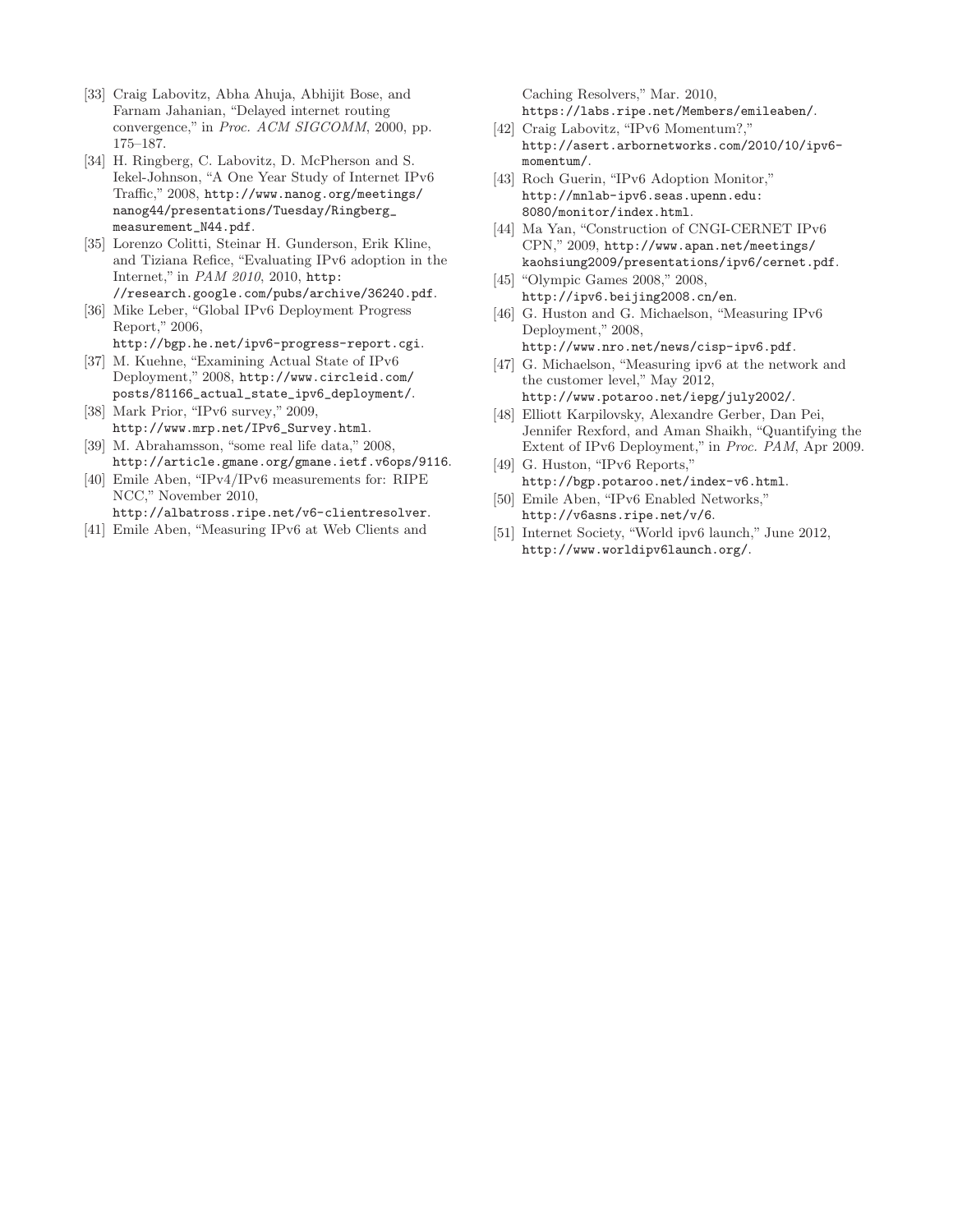[33] Craig Labovitz, Abha Ahuja, Abhijit Bose, and Farnam Jahanian, "Delayed internet routing convergence," in *Proc. ACM SIGCOMM*, 2000, pp. 175–187.

[34] H. Ringberg, C. Labovitz, D. McPherson and S. Iekel-Johnson, "A One Year Study of Internet IPv6 Traffic," 2008, http://www.nanog.org/meetings/nanog44/presentations/Tuesday/Ringberg_measurement_N44.pdf.

[35] Lorenzo Colitti, Steinar H. Gunderson, Erik Kline, and Tiziana Refice, "Evaluating IPv6 adoption in the Internet," in *PAM 2010*, 2010, http://research.google.com/pubs/archive/36240.pdf.

[36] Mike Leber, "Global IPv6 Deployment Progress Report," 2006, http://bgp.he.net/ipv6-progress-report.cgi.

[37] M. Kuehne, "Examining Actual State of IPv6 Deployment," 2008, http://www.circleid.com/posts/81166_actual_state_ipv6_deployment/.

[38] Mark Prior, "IPv6 survey," 2009, http://www.mrp.net/IPv6_Survey.html.

[39] M. Abrahamsson, "some real life data," 2008, http://article.gmane.org/gmane.ietf.v6ops/9116.

[40] Emile Aben, "IPv4/IPv6 measurements for: RIPE NCC," November 2010, http://albatross.ripe.net/v6-clientresolver.

[41] Emile Aben, "Measuring IPv6 at Web Clients and Caching Resolvers," Mar. 2010, https://labs.ripe.net/Members/emileaben/.

[42] Craig Labovitz, "IPv6 Momentum?," http://asert.arbornetworks.com/2010/10/ipv6-momentum/.

[43] Roch Guerin, "IPv6 Adoption Monitor," http://mnlab-ipv6.seas.upenn.edu:8080/monitor/index.html.

[44] Ma Yan, "Construction of CNGI-CERNET IPv6 CPN," 2009, http://www.apan.net/meetings/kaohsiung2009/presentations/ipv6/cernet.pdf.

[45] "Olympic Games 2008," 2008, http://ipv6.beijing2008.cn/en.

[46] G. Huston and G. Michaelson, "Measuring IPv6 Deployment," 2008, http://www.nro.net/news/cisp-ipv6.pdf.

[47] G. Michaelson, "Measuring ipv6 at the network and the customer level," May 2012, http://www.potaroo.net/iepg/july2002/.

[48] Elliott Karpilovsky, Alexandre Gerber, Dan Pei, Jennifer Rexford, and Aman Shaikh, "Quantifying the Extent of IPv6 Deployment," in *Proc. PAM*, Apr 2009.

[49] G. Huston, "IPv6 Reports," http://bgp.potaroo.net/index-v6.html.

[50] Emile Aben, "IPv6 Enabled Networks," http://v6asns.ripe.net/v/6.

[51] Internet Society, "World ipv6 launch," June 2012, http://www.worldipv6launch.org/.